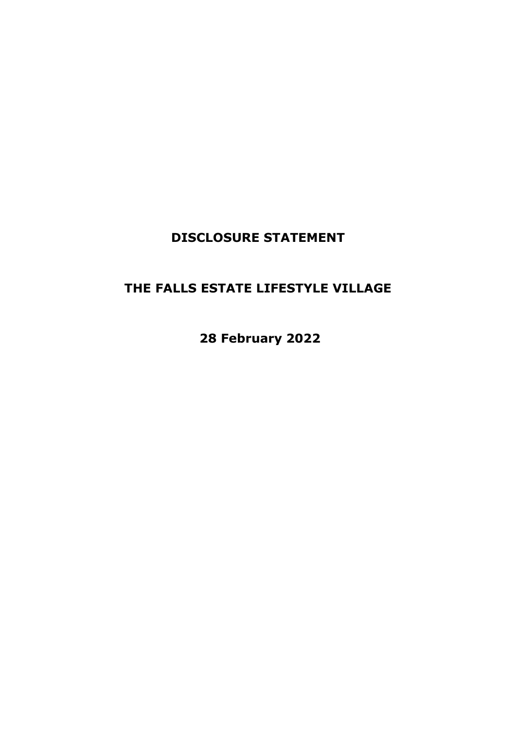# DISCLOSURE STATEMENT

# THE FALLS ESTATE LIFESTYLE VILLAGE

**28 February 2022**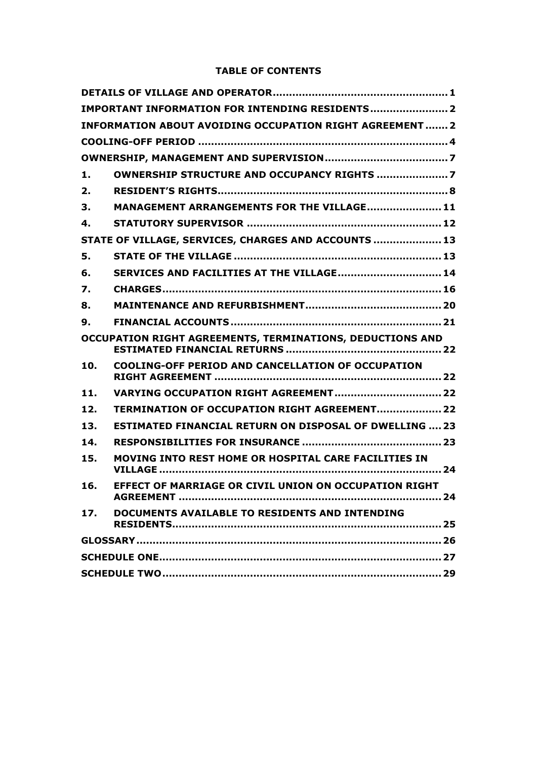**TABLE OF CONTENTS**

| | | |
|---|---|---|
| **DETAILS OF VILLAGE AND OPERATOR** | | **1** |
| **IMPORTANT INFORMATION FOR INTENDING RESIDENTS** | | **2** |
| **INFORMATION ABOUT AVOIDING OCCUPATION RIGHT AGREEMENT** | | **2** |
| **COOLING-OFF PERIOD** | | **4** |
| **OWNERSHIP, MANAGEMENT AND SUPERVISION** | | **7** |
| **1.** | **OWNERSHIP STRUCTURE AND OCCUPANCY RIGHTS** | **7** |
| **2.** | **RESIDENT'S RIGHTS** | **8** |
| **3.** | **MANAGEMENT ARRANGEMENTS FOR THE VILLAGE** | **11** |
| **4.** | **STATUTORY SUPERVISOR** | **12** |
| **STATE OF VILLAGE, SERVICES, CHARGES AND ACCOUNTS** | | **13** |
| **5.** | **STATE OF THE VILLAGE** | **13** |
| **6.** | **SERVICES AND FACILITIES AT THE VILLAGE** | **14** |
| **7.** | **CHARGES** | **16** |
| **8.** | **MAINTENANCE AND REFURBISHMENT** | **20** |
| **9.** | **FINANCIAL ACCOUNTS** | **21** |
| **OCCUPATION RIGHT AGREEMENTS, TERMINATIONS, DEDUCTIONS AND ESTIMATED FINANCIAL RETURNS** | | **22** |
| **10.** | **COOLING-OFF PERIOD AND CANCELLATION OF OCCUPATION RIGHT AGREEMENT** | **22** |
| **11.** | **VARYING OCCUPATION RIGHT AGREEMENT** | **22** |
| **12.** | **TERMINATION OF OCCUPATION RIGHT AGREEMENT** | **22** |
| **13.** | **ESTIMATED FINANCIAL RETURN ON DISPOSAL OF DWELLING** | **23** |
| **14.** | **RESPONSIBILITIES FOR INSURANCE** | **23** |
| **15.** | **MOVING INTO REST HOME OR HOSPITAL CARE FACILITIES IN VILLAGE** | **24** |
| **16.** | **EFFECT OF MARRIAGE OR CIVIL UNION ON OCCUPATION RIGHT AGREEMENT** | **24** |
| **17.** | **DOCUMENTS AVAILABLE TO RESIDENTS AND INTENDING RESIDENTS** | **25** |
| **GLOSSARY** | | **26** |
| **SCHEDULE ONE** | | **27** |
| **SCHEDULE TWO** | | **29** |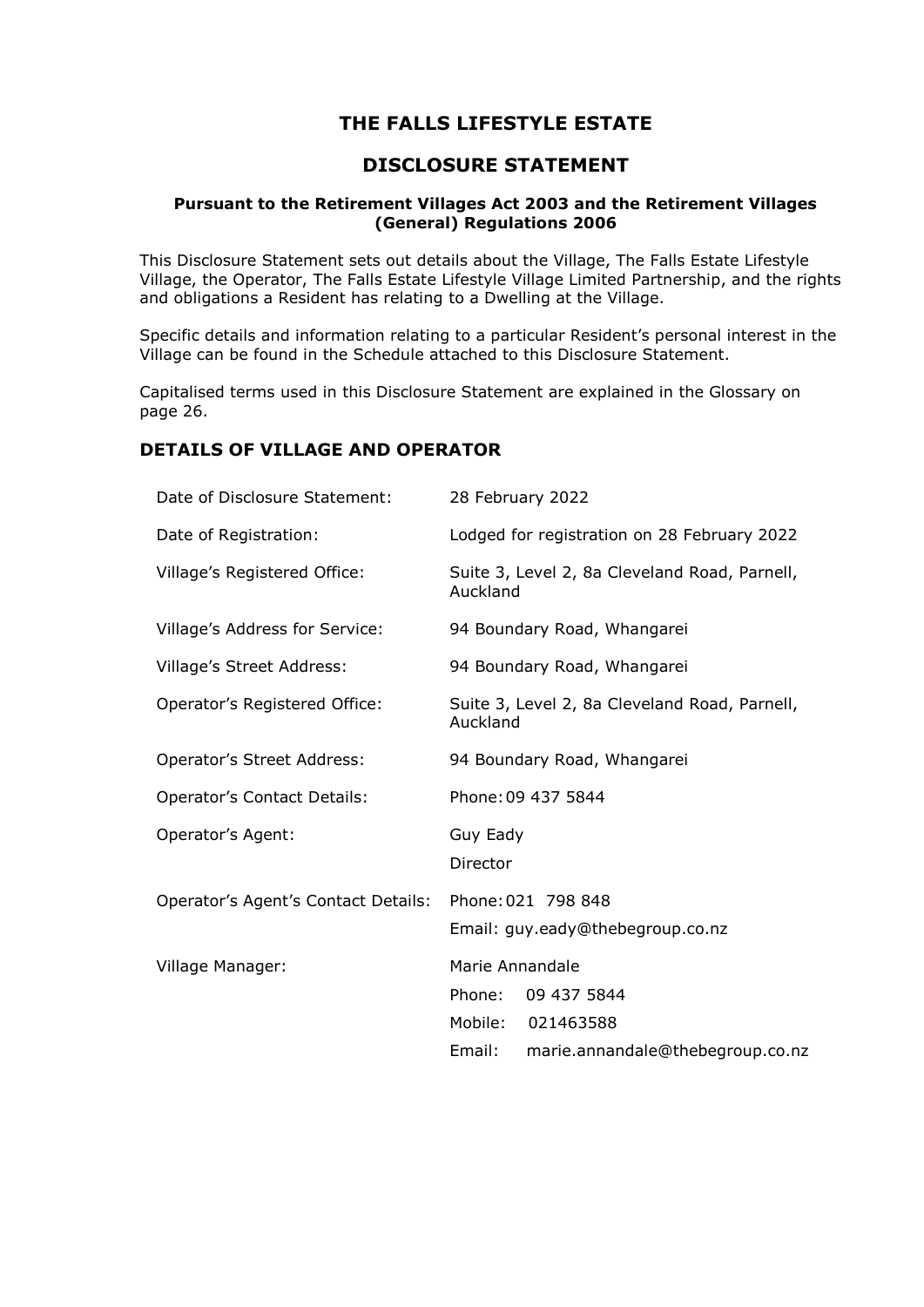# THE FALLS LIFESTYLE ESTATE

## DISCLOSURE STATEMENT

**Pursuant to the Retirement Villages Act 2003 and the Retirement Villages (General) Regulations 2006**

This Disclosure Statement sets out details about the Village, The Falls Estate Lifestyle Village, the Operator, The Falls Estate Lifestyle Village Limited Partnership, and the rights and obligations a Resident has relating to a Dwelling at the Village.

Specific details and information relating to a particular Resident's personal interest in the Village can be found in the Schedule attached to this Disclosure Statement.

Capitalised terms used in this Disclosure Statement are explained in the Glossary on page 26.

### DETAILS OF VILLAGE AND OPERATOR

| | |
|---|---|
| Date of Disclosure Statement: | 28 February 2022 |
| Date of Registration: | Lodged for registration on 28 February 2022 |
| Village's Registered Office: | Suite 3, Level 2, 8a Cleveland Road, Parnell, Auckland |
| Village's Address for Service: | 94 Boundary Road, Whangarei |
| Village's Street Address: | 94 Boundary Road, Whangarei |
| Operator's Registered Office: | Suite 3, Level 2, 8a Cleveland Road, Parnell, Auckland |
| Operator's Street Address: | 94 Boundary Road, Whangarei |
| Operator's Contact Details: | Phone: 09 437 5844 |
| Operator's Agent: | Guy Eady<br>Director |
| Operator's Agent's Contact Details: | Phone: 021 798 848<br>Email: guy.eady@thebegroup.co.nz |
| Village Manager: | Marie Annandale<br>Phone: 09 437 5844<br>Mobile: 021463588<br>Email: marie.annandale@thebegroup.co.nz |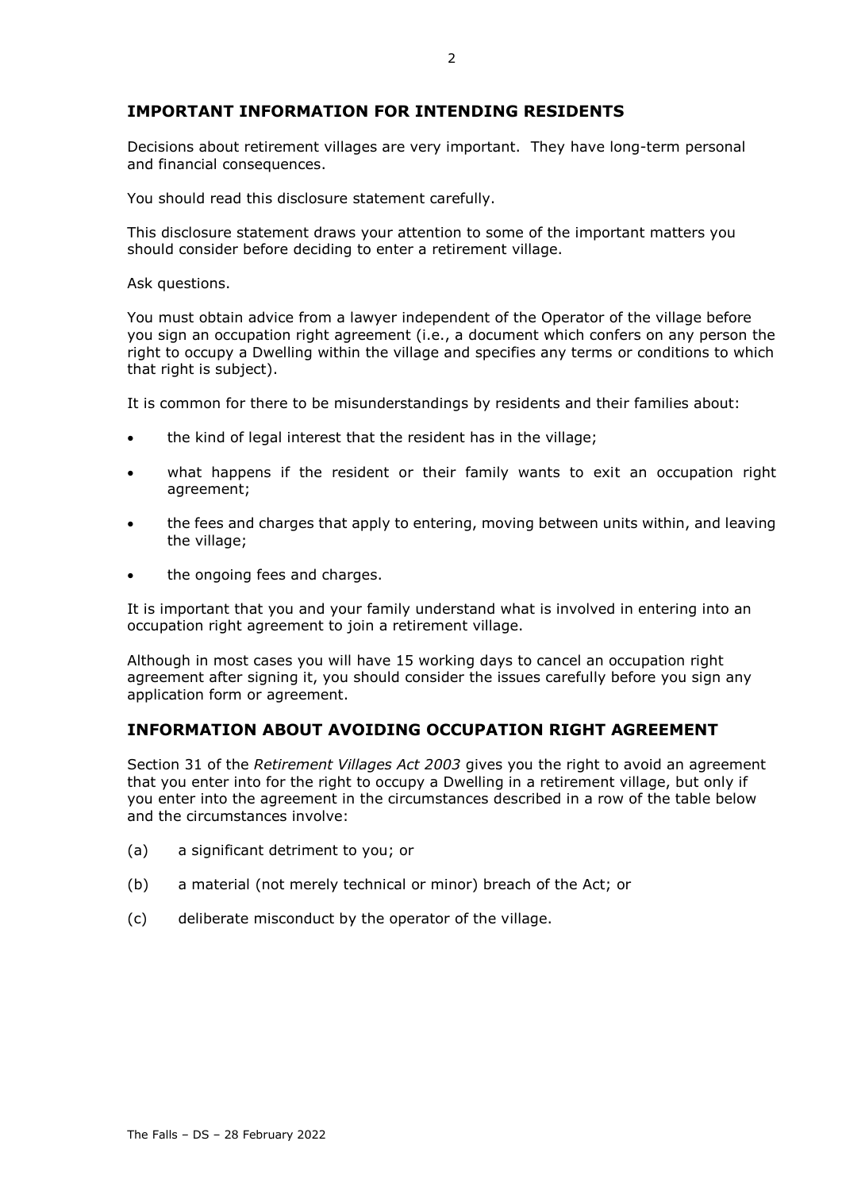## IMPORTANT INFORMATION FOR INTENDING RESIDENTS

Decisions about retirement villages are very important. They have long-term personal and financial consequences.

You should read this disclosure statement carefully.

This disclosure statement draws your attention to some of the important matters you should consider before deciding to enter a retirement village.

Ask questions.

You must obtain advice from a lawyer independent of the Operator of the village before you sign an occupation right agreement (i.e., a document which confers on any person the right to occupy a Dwelling within the village and specifies any terms or conditions to which that right is subject).

It is common for there to be misunderstandings by residents and their families about:

- the kind of legal interest that the resident has in the village;
- what happens if the resident or their family wants to exit an occupation right agreement;
- the fees and charges that apply to entering, moving between units within, and leaving the village;
- the ongoing fees and charges.

It is important that you and your family understand what is involved in entering into an occupation right agreement to join a retirement village.

Although in most cases you will have 15 working days to cancel an occupation right agreement after signing it, you should consider the issues carefully before you sign any application form or agreement.

## INFORMATION ABOUT AVOIDING OCCUPATION RIGHT AGREEMENT

Section 31 of the *Retirement Villages Act 2003* gives you the right to avoid an agreement that you enter into for the right to occupy a Dwelling in a retirement village, but only if you enter into the agreement in the circumstances described in a row of the table below and the circumstances involve:

(a) a significant detriment to you; or

(b) a material (not merely technical or minor) breach of the Act; or

(c) deliberate misconduct by the operator of the village.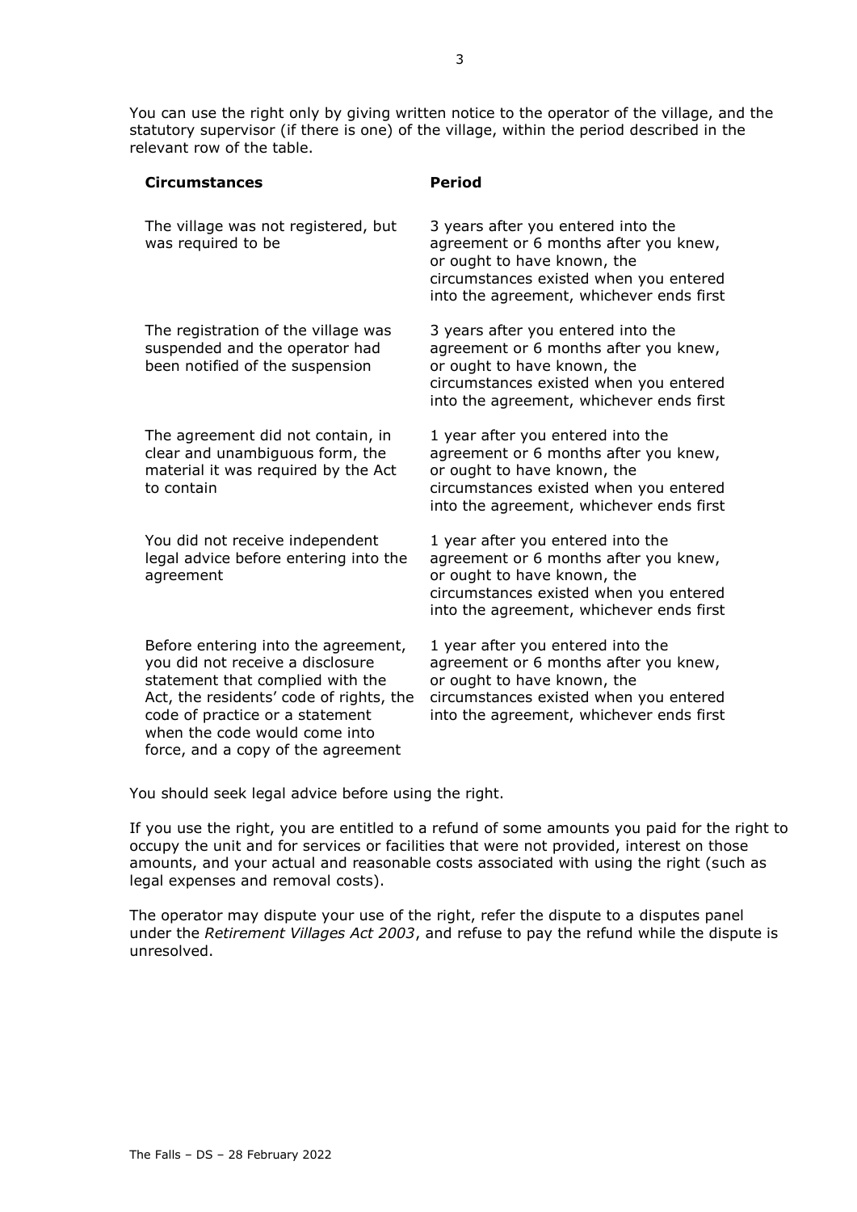You can use the right only by giving written notice to the operator of the village, and the statutory supervisor (if there is one) of the village, within the period described in the relevant row of the table.

| Circumstances | Period |
| --- | --- |
| The village was not registered, but was required to be | 3 years after you entered into the agreement or 6 months after you knew, or ought to have known, the circumstances existed when you entered into the agreement, whichever ends first |
| The registration of the village was suspended and the operator had been notified of the suspension | 3 years after you entered into the agreement or 6 months after you knew, or ought to have known, the circumstances existed when you entered into the agreement, whichever ends first |
| The agreement did not contain, in clear and unambiguous form, the material it was required by the Act to contain | 1 year after you entered into the agreement or 6 months after you knew, or ought to have known, the circumstances existed when you entered into the agreement, whichever ends first |
| You did not receive independent legal advice before entering into the agreement | 1 year after you entered into the agreement or 6 months after you knew, or ought to have known, the circumstances existed when you entered into the agreement, whichever ends first |
| Before entering into the agreement, you did not receive a disclosure statement that complied with the Act, the residents' code of rights, the code of practice or a statement when the code would come into force, and a copy of the agreement | 1 year after you entered into the agreement or 6 months after you knew, or ought to have known, the circumstances existed when you entered into the agreement, whichever ends first |

You should seek legal advice before using the right.

If you use the right, you are entitled to a refund of some amounts you paid for the right to occupy the unit and for services or facilities that were not provided, interest on those amounts, and your actual and reasonable costs associated with using the right (such as legal expenses and removal costs).

The operator may dispute your use of the right, refer the dispute to a disputes panel under the *Retirement Villages Act 2003*, and refuse to pay the refund while the dispute is unresolved.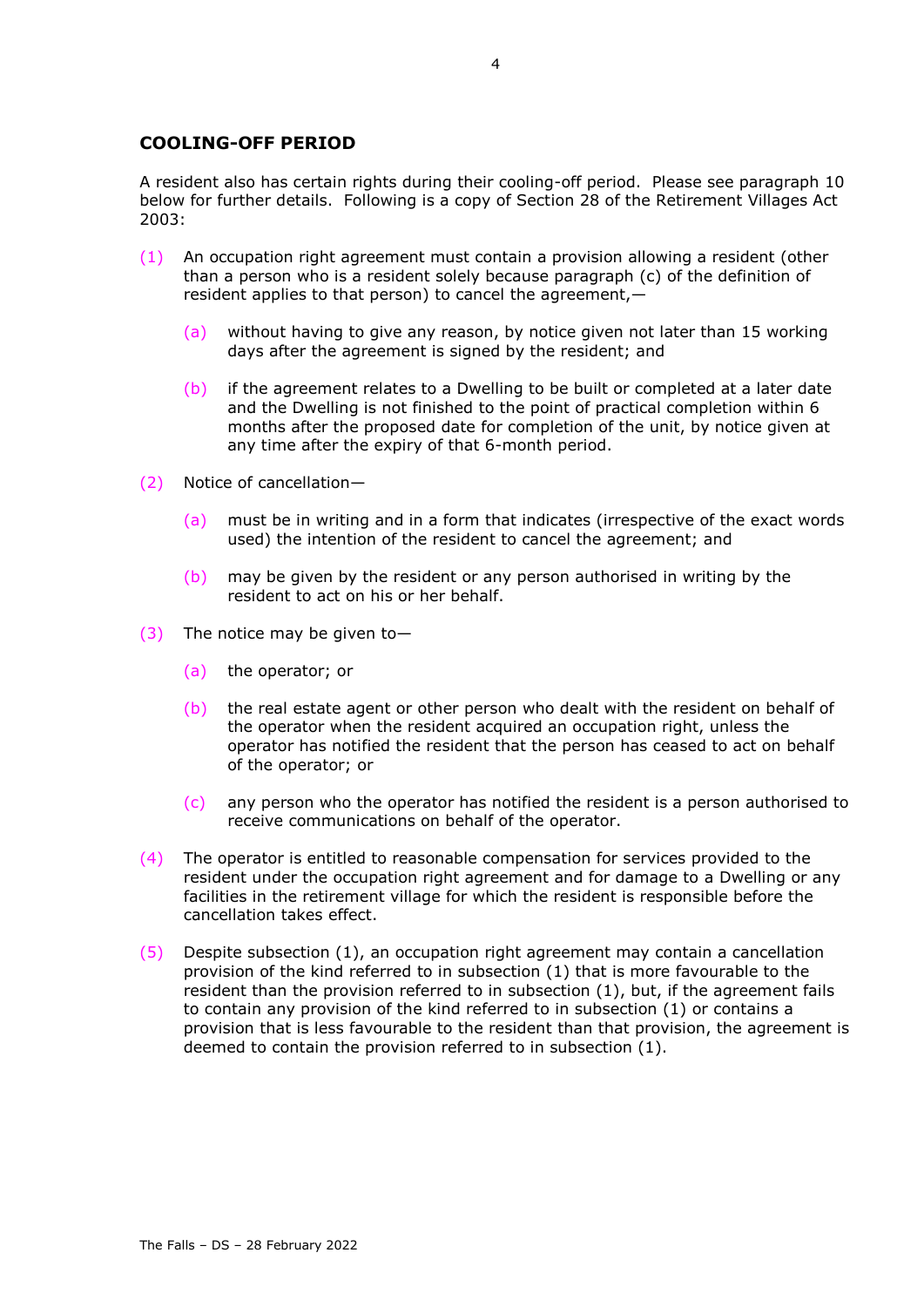## COOLING-OFF PERIOD

A resident also has certain rights during their cooling-off period. Please see paragraph 10 below for further details. Following is a copy of Section 28 of the Retirement Villages Act 2003:

(1) An occupation right agreement must contain a provision allowing a resident (other than a person who is a resident solely because paragraph (c) of the definition of resident applies to that person) to cancel the agreement,—

 (a) without having to give any reason, by notice given not later than 15 working days after the agreement is signed by the resident; and

 (b) if the agreement relates to a Dwelling to be built or completed at a later date and the Dwelling is not finished to the point of practical completion within 6 months after the proposed date for completion of the unit, by notice given at any time after the expiry of that 6-month period.

(2) Notice of cancellation—

 (a) must be in writing and in a form that indicates (irrespective of the exact words used) the intention of the resident to cancel the agreement; and

 (b) may be given by the resident or any person authorised in writing by the resident to act on his or her behalf.

(3) The notice may be given to—

 (a) the operator; or

 (b) the real estate agent or other person who dealt with the resident on behalf of the operator when the resident acquired an occupation right, unless the operator has notified the resident that the person has ceased to act on behalf of the operator; or

 (c) any person who the operator has notified the resident is a person authorised to receive communications on behalf of the operator.

(4) The operator is entitled to reasonable compensation for services provided to the resident under the occupation right agreement and for damage to a Dwelling or any facilities in the retirement village for which the resident is responsible before the cancellation takes effect.

(5) Despite subsection (1), an occupation right agreement may contain a cancellation provision of the kind referred to in subsection (1) that is more favourable to the resident than the provision referred to in subsection (1), but, if the agreement fails to contain any provision of the kind referred to in subsection (1) or contains a provision that is less favourable to the resident than that provision, the agreement is deemed to contain the provision referred to in subsection (1).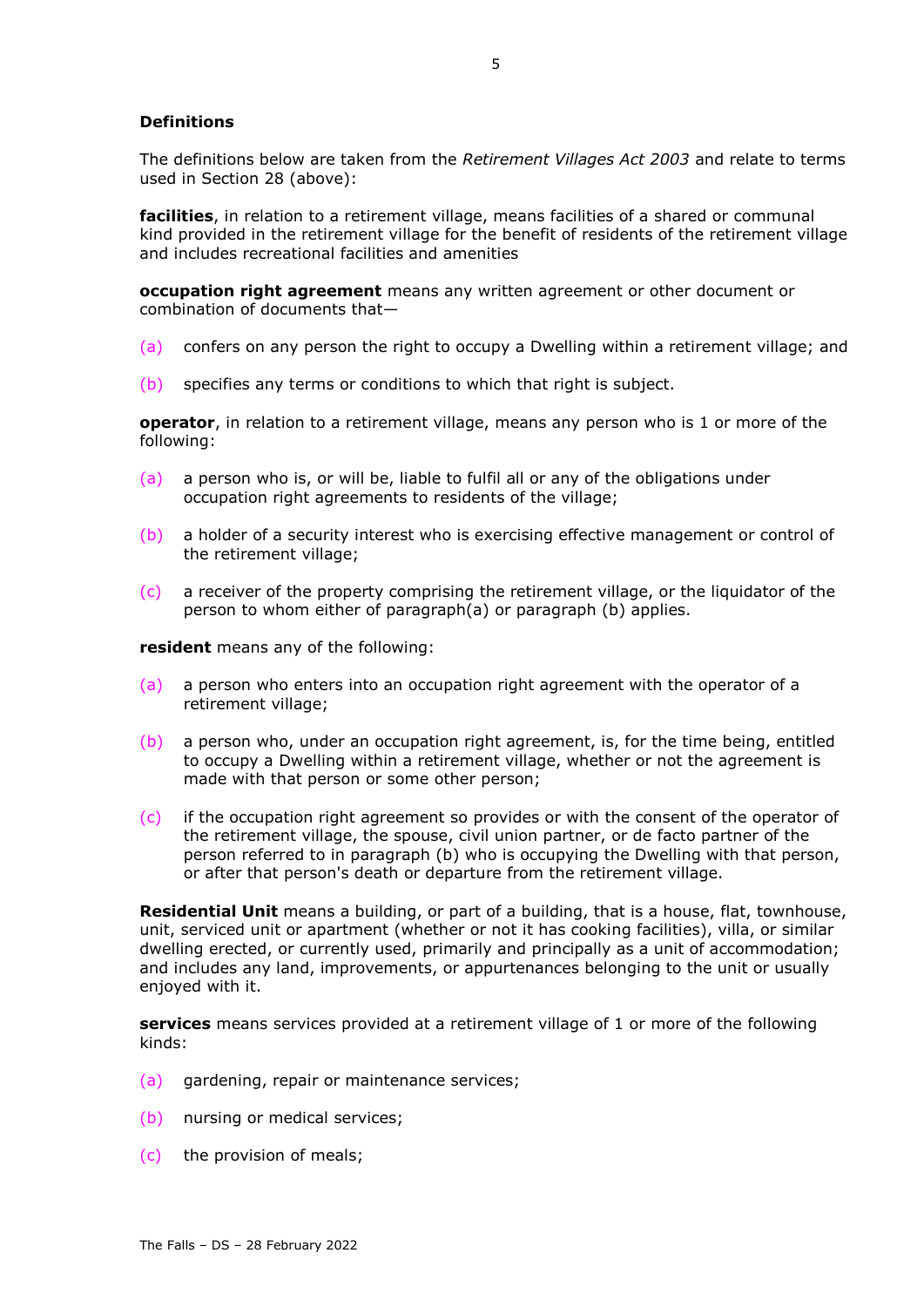### Definitions

The definitions below are taken from the *Retirement Villages Act 2003* and relate to terms used in Section 28 (above):

**facilities**, in relation to a retirement village, means facilities of a shared or communal kind provided in the retirement village for the benefit of residents of the retirement village and includes recreational facilities and amenities

**occupation right agreement** means any written agreement or other document or combination of documents that—

(a) confers on any person the right to occupy a Dwelling within a retirement village; and

(b) specifies any terms or conditions to which that right is subject.

**operator**, in relation to a retirement village, means any person who is 1 or more of the following:

(a) a person who is, or will be, liable to fulfil all or any of the obligations under occupation right agreements to residents of the village;

(b) a holder of a security interest who is exercising effective management or control of the retirement village;

(c) a receiver of the property comprising the retirement village, or the liquidator of the person to whom either of paragraph(a) or paragraph (b) applies.

**resident** means any of the following:

(a) a person who enters into an occupation right agreement with the operator of a retirement village;

(b) a person who, under an occupation right agreement, is, for the time being, entitled to occupy a Dwelling within a retirement village, whether or not the agreement is made with that person or some other person;

(c) if the occupation right agreement so provides or with the consent of the operator of the retirement village, the spouse, civil union partner, or de facto partner of the person referred to in paragraph (b) who is occupying the Dwelling with that person, or after that person's death or departure from the retirement village.

**Residential Unit** means a building, or part of a building, that is a house, flat, townhouse, unit, serviced unit or apartment (whether or not it has cooking facilities), villa, or similar dwelling erected, or currently used, primarily and principally as a unit of accommodation; and includes any land, improvements, or appurtenances belonging to the unit or usually enjoyed with it.

**services** means services provided at a retirement village of 1 or more of the following kinds:

(a) gardening, repair or maintenance services;

(b) nursing or medical services;

(c) the provision of meals;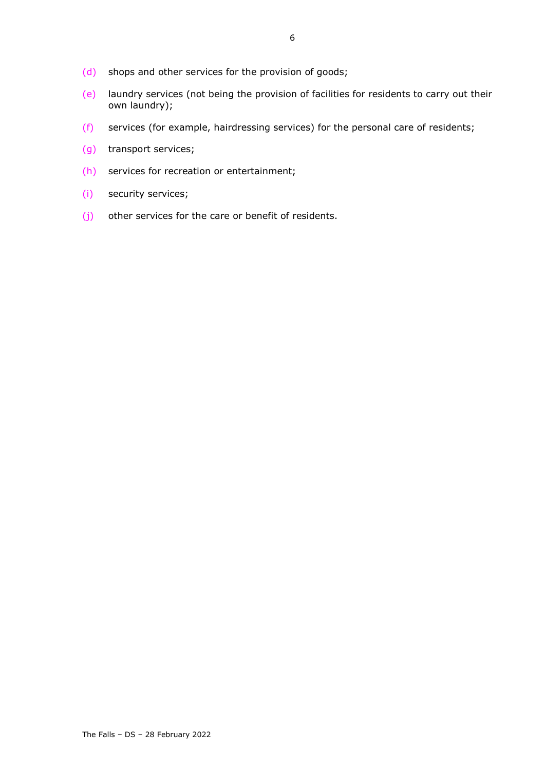(d) shops and other services for the provision of goods;

(e) laundry services (not being the provision of facilities for residents to carry out their own laundry);

(f) services (for example, hairdressing services) for the personal care of residents;

(g) transport services;

(h) services for recreation or entertainment;

(i) security services;

(j) other services for the care or benefit of residents.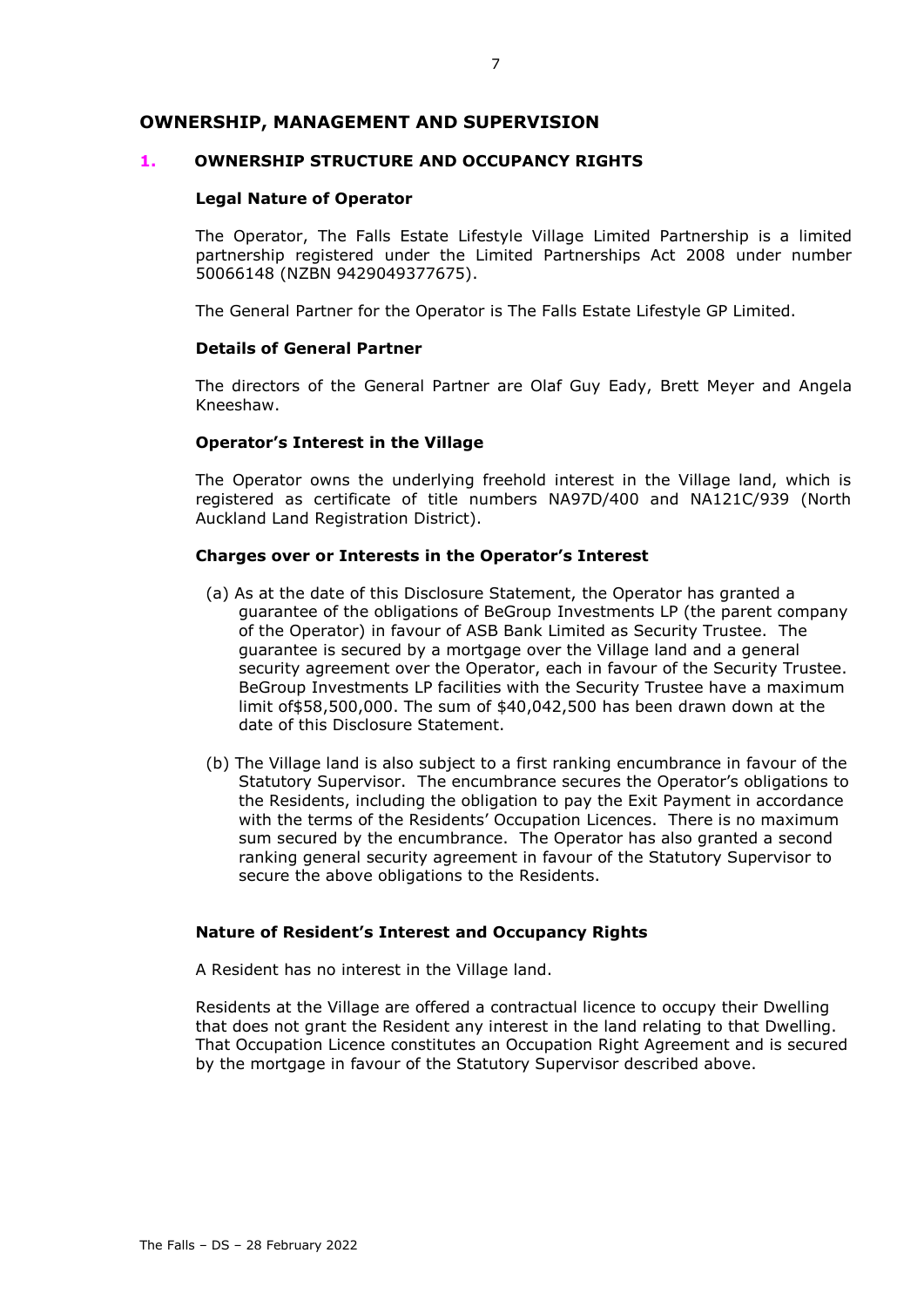## OWNERSHIP, MANAGEMENT AND SUPERVISION

### 1. OWNERSHIP STRUCTURE AND OCCUPANCY RIGHTS

**Legal Nature of Operator**

The Operator, The Falls Estate Lifestyle Village Limited Partnership is a limited partnership registered under the Limited Partnerships Act 2008 under number 50066148 (NZBN 9429049377675).

The General Partner for the Operator is The Falls Estate Lifestyle GP Limited.

**Details of General Partner**

The directors of the General Partner are Olaf Guy Eady, Brett Meyer and Angela Kneeshaw.

**Operator's Interest in the Village**

The Operator owns the underlying freehold interest in the Village land, which is registered as certificate of title numbers NA97D/400 and NA121C/939 (North Auckland Land Registration District).

**Charges over or Interests in the Operator's Interest**

(a) As at the date of this Disclosure Statement, the Operator has granted a guarantee of the obligations of BeGroup Investments LP (the parent company of the Operator) in favour of ASB Bank Limited as Security Trustee. The guarantee is secured by a mortgage over the Village land and a general security agreement over the Operator, each in favour of the Security Trustee. BeGroup Investments LP facilities with the Security Trustee have a maximum limit of$58,500,000. The sum of $40,042,500 has been drawn down at the date of this Disclosure Statement.

(b) The Village land is also subject to a first ranking encumbrance in favour of the Statutory Supervisor. The encumbrance secures the Operator's obligations to the Residents, including the obligation to pay the Exit Payment in accordance with the terms of the Residents' Occupation Licences. There is no maximum sum secured by the encumbrance. The Operator has also granted a second ranking general security agreement in favour of the Statutory Supervisor to secure the above obligations to the Residents.

**Nature of Resident's Interest and Occupancy Rights**

A Resident has no interest in the Village land.

Residents at the Village are offered a contractual licence to occupy their Dwelling that does not grant the Resident any interest in the land relating to that Dwelling. That Occupation Licence constitutes an Occupation Right Agreement and is secured by the mortgage in favour of the Statutory Supervisor described above.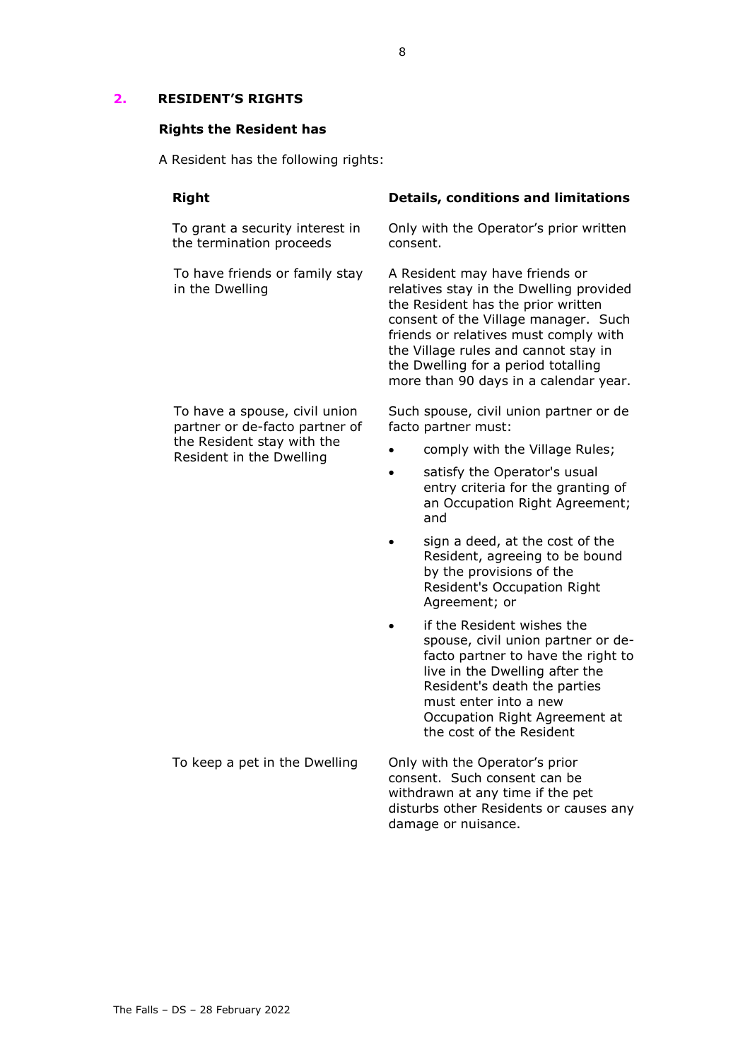## 2. RESIDENT'S RIGHTS

### Rights the Resident has

A Resident has the following rights:

| Right | Details, conditions and limitations |
|---|---|
| To grant a security interest in the termination proceeds | Only with the Operator's prior written consent. |
| To have friends or family stay in the Dwelling | A Resident may have friends or relatives stay in the Dwelling provided the Resident has the prior written consent of the Village manager. Such friends or relatives must comply with the Village rules and cannot stay in the Dwelling for a period totalling more than 90 days in a calendar year. |
| To have a spouse, civil union partner or de-facto partner of the Resident stay with the Resident in the Dwelling | Such spouse, civil union partner or de facto partner must:<br>• comply with the Village Rules;<br>• satisfy the Operator's usual entry criteria for the granting of an Occupation Right Agreement; and<br>• sign a deed, at the cost of the Resident, agreeing to be bound by the provisions of the Resident's Occupation Right Agreement; or<br>• if the Resident wishes the spouse, civil union partner or de-facto partner to have the right to live in the Dwelling after the Resident's death the parties must enter into a new Occupation Right Agreement at the cost of the Resident |
| To keep a pet in the Dwelling | Only with the Operator's prior consent. Such consent can be withdrawn at any time if the pet disturbs other Residents or causes any damage or nuisance. |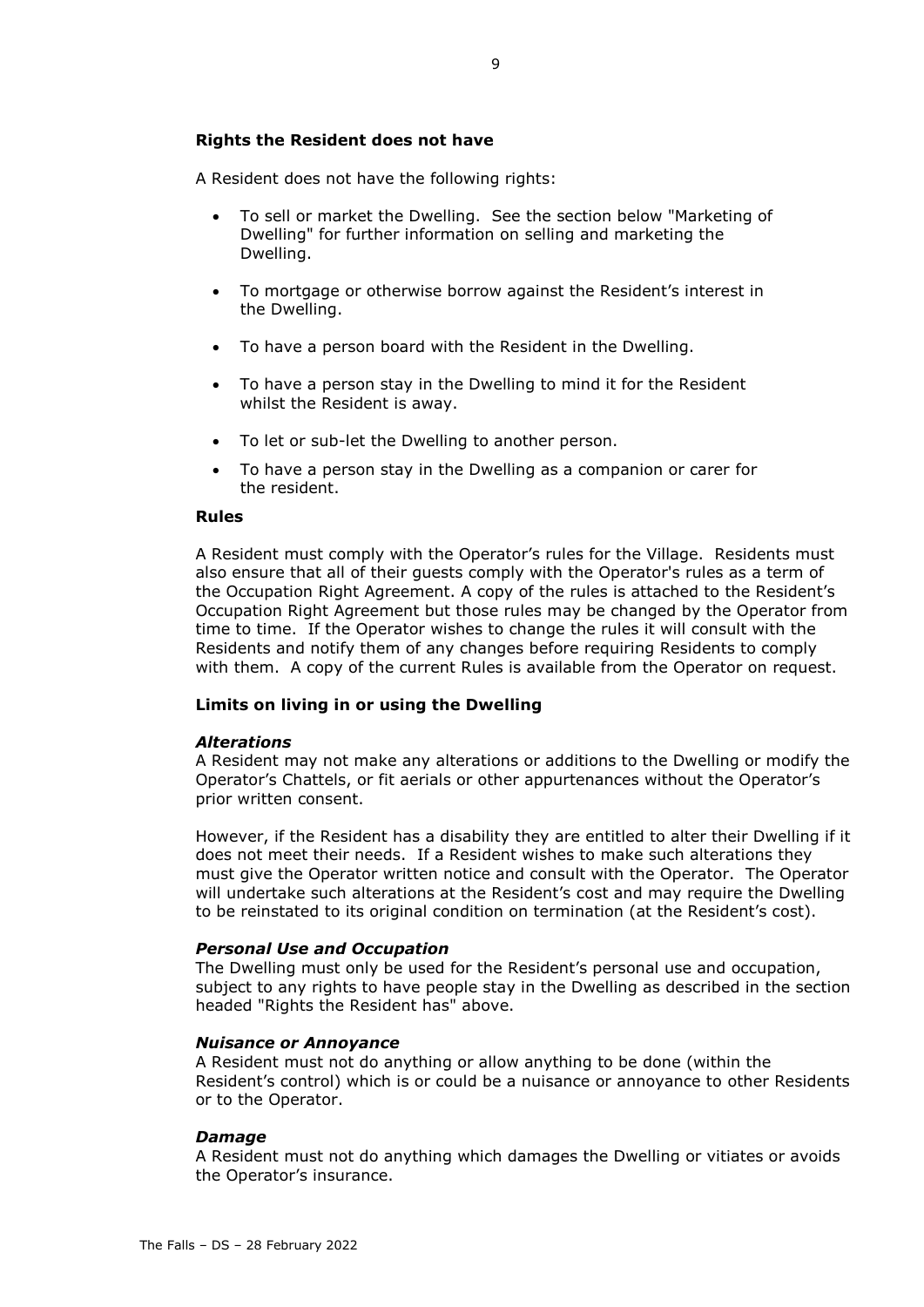**Rights the Resident does not have**

A Resident does not have the following rights:

- To sell or market the Dwelling. See the section below "Marketing of Dwelling" for further information on selling and marketing the Dwelling.
- To mortgage or otherwise borrow against the Resident's interest in the Dwelling.
- To have a person board with the Resident in the Dwelling.
- To have a person stay in the Dwelling to mind it for the Resident whilst the Resident is away.
- To let or sub-let the Dwelling to another person.
- To have a person stay in the Dwelling as a companion or carer for the resident.

**Rules**

A Resident must comply with the Operator's rules for the Village. Residents must also ensure that all of their guests comply with the Operator's rules as a term of the Occupation Right Agreement. A copy of the rules is attached to the Resident's Occupation Right Agreement but those rules may be changed by the Operator from time to time. If the Operator wishes to change the rules it will consult with the Residents and notify them of any changes before requiring Residents to comply with them. A copy of the current Rules is available from the Operator on request.

**Limits on living in or using the Dwelling**

***Alterations***

A Resident may not make any alterations or additions to the Dwelling or modify the Operator's Chattels, or fit aerials or other appurtenances without the Operator's prior written consent.

However, if the Resident has a disability they are entitled to alter their Dwelling if it does not meet their needs. If a Resident wishes to make such alterations they must give the Operator written notice and consult with the Operator. The Operator will undertake such alterations at the Resident's cost and may require the Dwelling to be reinstated to its original condition on termination (at the Resident's cost).

***Personal Use and Occupation***

The Dwelling must only be used for the Resident's personal use and occupation, subject to any rights to have people stay in the Dwelling as described in the section headed "Rights the Resident has" above.

***Nuisance or Annoyance***

A Resident must not do anything or allow anything to be done (within the Resident's control) which is or could be a nuisance or annoyance to other Residents or to the Operator.

***Damage***

A Resident must not do anything which damages the Dwelling or vitiates or avoids the Operator's insurance.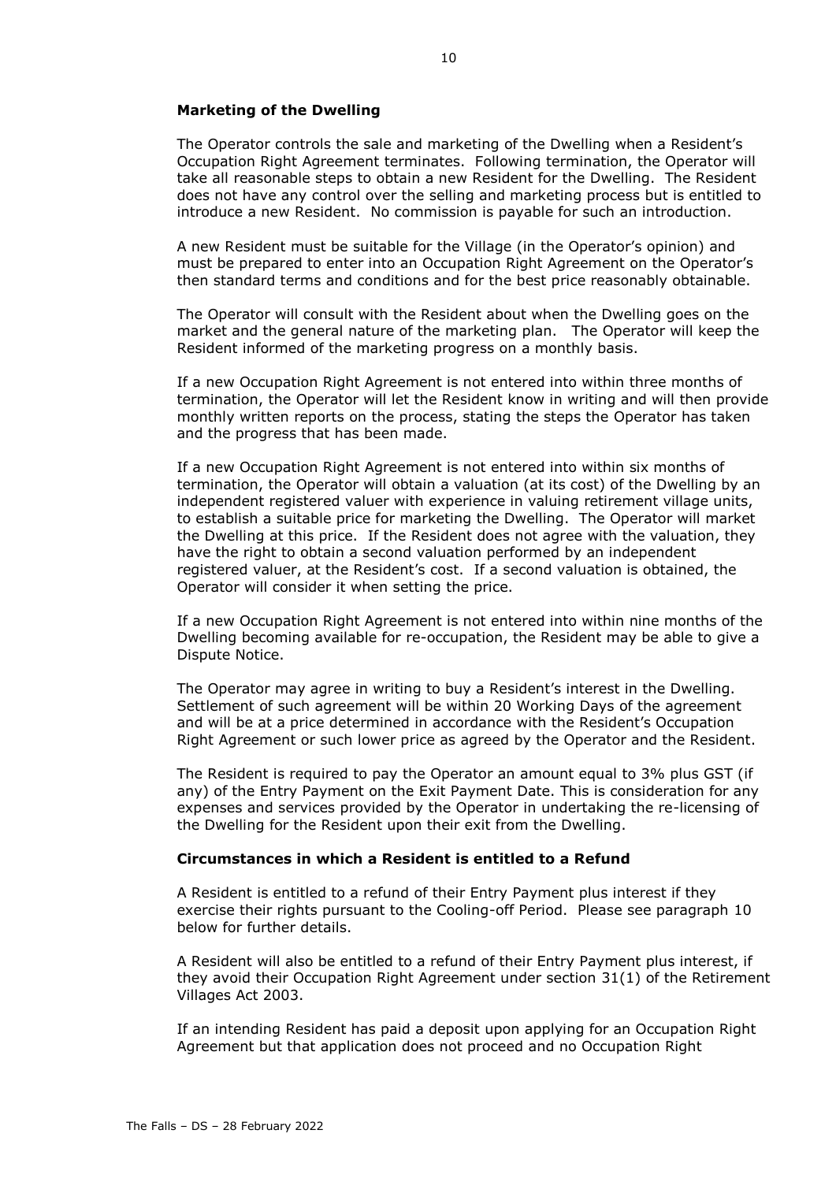**Marketing of the Dwelling**

The Operator controls the sale and marketing of the Dwelling when a Resident's Occupation Right Agreement terminates. Following termination, the Operator will take all reasonable steps to obtain a new Resident for the Dwelling. The Resident does not have any control over the selling and marketing process but is entitled to introduce a new Resident. No commission is payable for such an introduction.

A new Resident must be suitable for the Village (in the Operator's opinion) and must be prepared to enter into an Occupation Right Agreement on the Operator's then standard terms and conditions and for the best price reasonably obtainable.

The Operator will consult with the Resident about when the Dwelling goes on the market and the general nature of the marketing plan. The Operator will keep the Resident informed of the marketing progress on a monthly basis.

If a new Occupation Right Agreement is not entered into within three months of termination, the Operator will let the Resident know in writing and will then provide monthly written reports on the process, stating the steps the Operator has taken and the progress that has been made.

If a new Occupation Right Agreement is not entered into within six months of termination, the Operator will obtain a valuation (at its cost) of the Dwelling by an independent registered valuer with experience in valuing retirement village units, to establish a suitable price for marketing the Dwelling. The Operator will market the Dwelling at this price. If the Resident does not agree with the valuation, they have the right to obtain a second valuation performed by an independent registered valuer, at the Resident's cost. If a second valuation is obtained, the Operator will consider it when setting the price.

If a new Occupation Right Agreement is not entered into within nine months of the Dwelling becoming available for re-occupation, the Resident may be able to give a Dispute Notice.

The Operator may agree in writing to buy a Resident's interest in the Dwelling. Settlement of such agreement will be within 20 Working Days of the agreement and will be at a price determined in accordance with the Resident's Occupation Right Agreement or such lower price as agreed by the Operator and the Resident.

The Resident is required to pay the Operator an amount equal to 3% plus GST (if any) of the Entry Payment on the Exit Payment Date. This is consideration for any expenses and services provided by the Operator in undertaking the re-licensing of the Dwelling for the Resident upon their exit from the Dwelling.

**Circumstances in which a Resident is entitled to a Refund**

A Resident is entitled to a refund of their Entry Payment plus interest if they exercise their rights pursuant to the Cooling-off Period. Please see paragraph 10 below for further details.

A Resident will also be entitled to a refund of their Entry Payment plus interest, if they avoid their Occupation Right Agreement under section 31(1) of the Retirement Villages Act 2003.

If an intending Resident has paid a deposit upon applying for an Occupation Right Agreement but that application does not proceed and no Occupation Right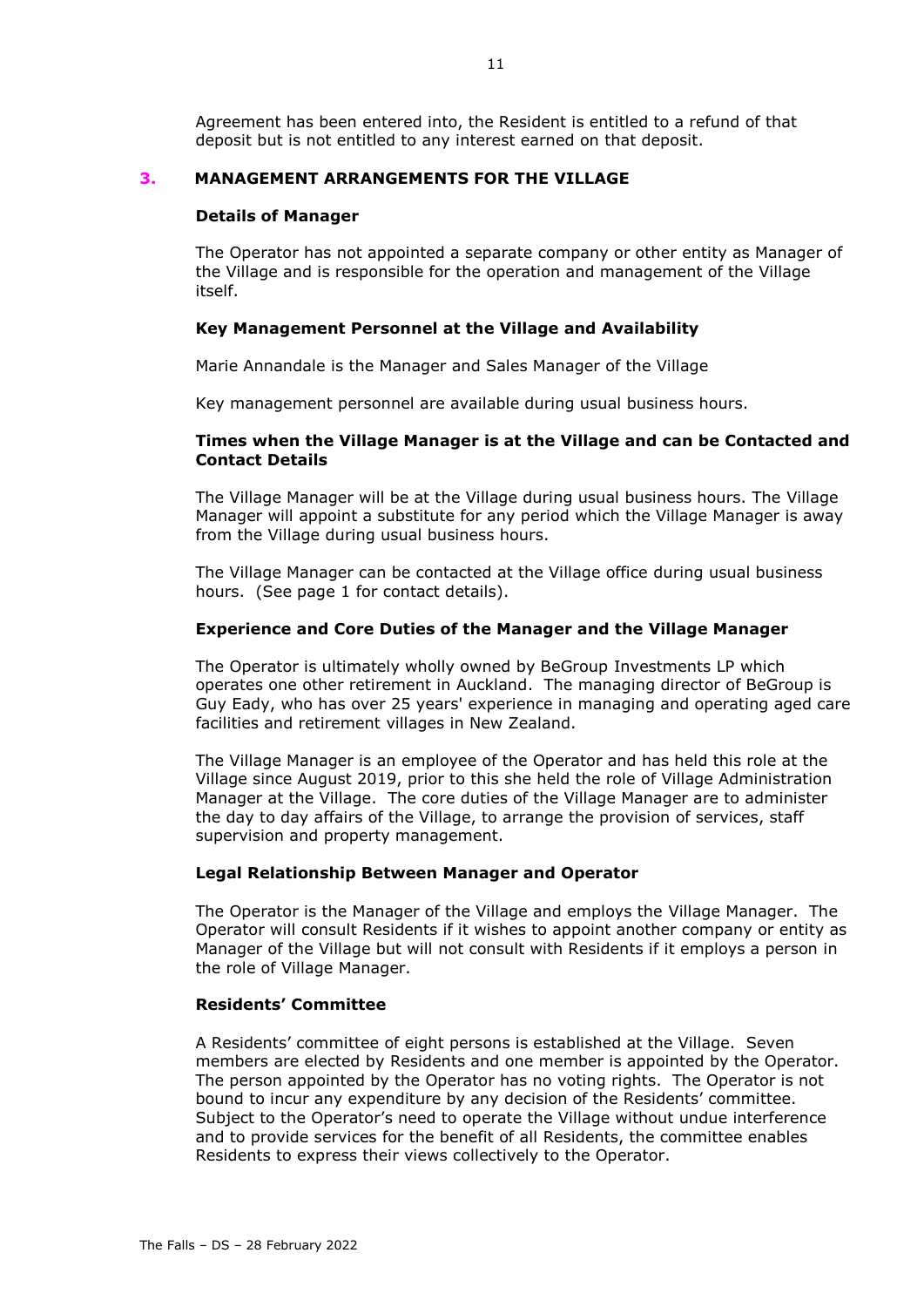Agreement has been entered into, the Resident is entitled to a refund of that deposit but is not entitled to any interest earned on that deposit.

## 3. MANAGEMENT ARRANGEMENTS FOR THE VILLAGE

### Details of Manager

The Operator has not appointed a separate company or other entity as Manager of the Village and is responsible for the operation and management of the Village itself.

### Key Management Personnel at the Village and Availability

Marie Annandale is the Manager and Sales Manager of the Village

Key management personnel are available during usual business hours.

### Times when the Village Manager is at the Village and can be Contacted and Contact Details

The Village Manager will be at the Village during usual business hours. The Village Manager will appoint a substitute for any period which the Village Manager is away from the Village during usual business hours.

The Village Manager can be contacted at the Village office during usual business hours. (See page 1 for contact details).

### Experience and Core Duties of the Manager and the Village Manager

The Operator is ultimately wholly owned by BeGroup Investments LP which operates one other retirement in Auckland. The managing director of BeGroup is Guy Eady, who has over 25 years' experience in managing and operating aged care facilities and retirement villages in New Zealand.

The Village Manager is an employee of the Operator and has held this role at the Village since August 2019, prior to this she held the role of Village Administration Manager at the Village. The core duties of the Village Manager are to administer the day to day affairs of the Village, to arrange the provision of services, staff supervision and property management.

### Legal Relationship Between Manager and Operator

The Operator is the Manager of the Village and employs the Village Manager. The Operator will consult Residents if it wishes to appoint another company or entity as Manager of the Village but will not consult with Residents if it employs a person in the role of Village Manager.

### Residents' Committee

A Residents' committee of eight persons is established at the Village. Seven members are elected by Residents and one member is appointed by the Operator. The person appointed by the Operator has no voting rights. The Operator is not bound to incur any expenditure by any decision of the Residents' committee. Subject to the Operator's need to operate the Village without undue interference and to provide services for the benefit of all Residents, the committee enables Residents to express their views collectively to the Operator.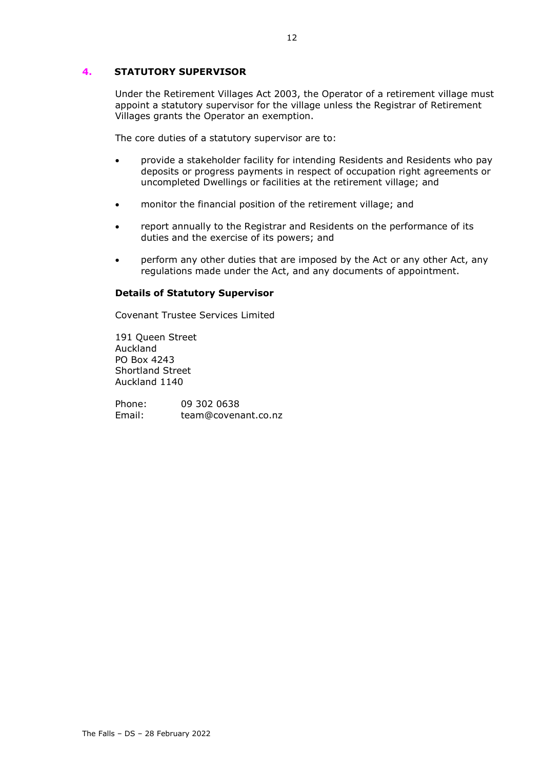## 4. STATUTORY SUPERVISOR

Under the Retirement Villages Act 2003, the Operator of a retirement village must appoint a statutory supervisor for the village unless the Registrar of Retirement Villages grants the Operator an exemption.

The core duties of a statutory supervisor are to:

- provide a stakeholder facility for intending Residents and Residents who pay deposits or progress payments in respect of occupation right agreements or uncompleted Dwellings or facilities at the retirement village; and
- monitor the financial position of the retirement village; and
- report annually to the Registrar and Residents on the performance of its duties and the exercise of its powers; and
- perform any other duties that are imposed by the Act or any other Act, any regulations made under the Act, and any documents of appointment.

**Details of Statutory Supervisor**

Covenant Trustee Services Limited

191 Queen Street
Auckland
PO Box 4243
Shortland Street
Auckland 1140

Phone: 09 302 0638
Email: team@covenant.co.nz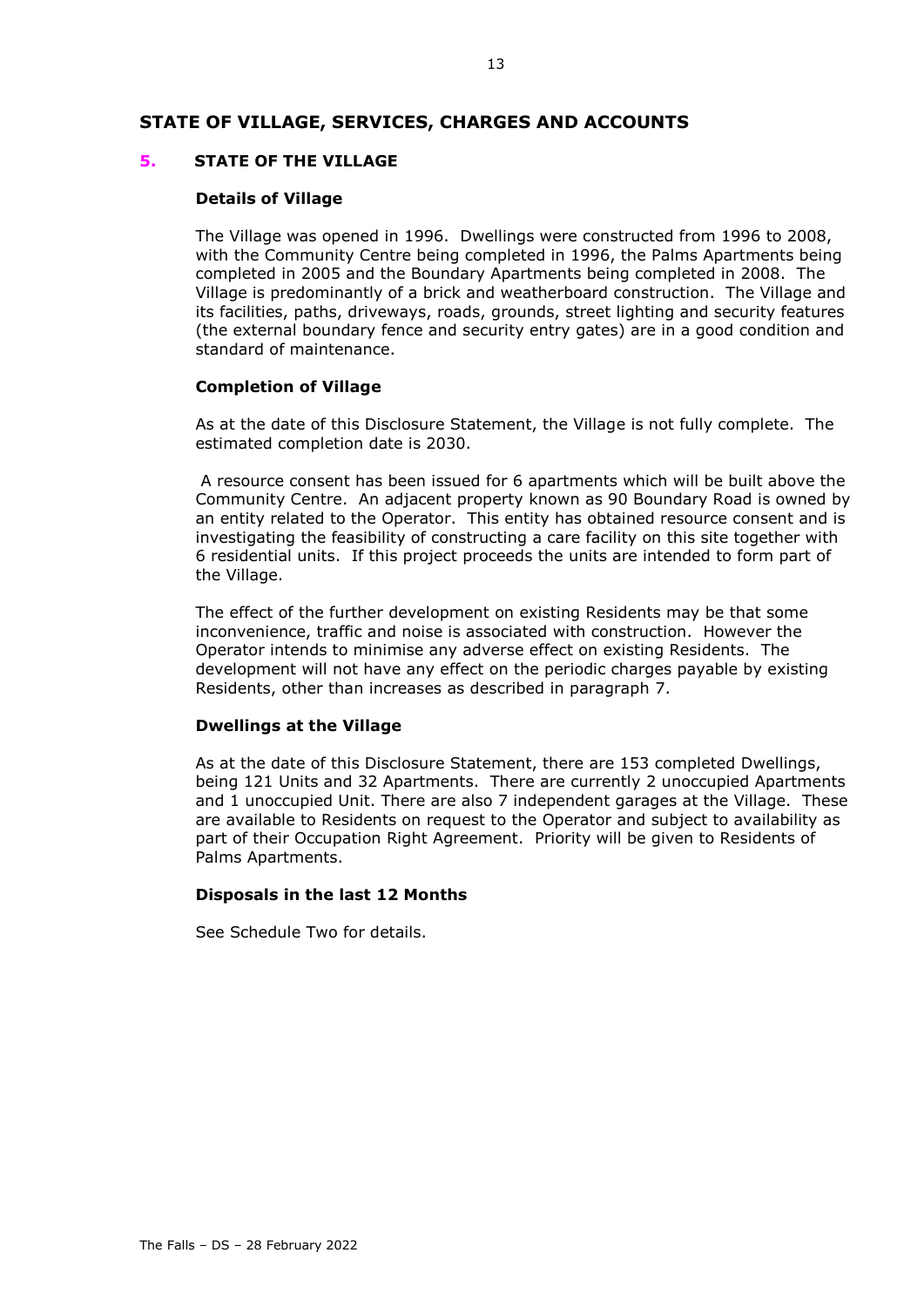## STATE OF VILLAGE, SERVICES, CHARGES AND ACCOUNTS

### 5. STATE OF THE VILLAGE

**Details of Village**

The Village was opened in 1996. Dwellings were constructed from 1996 to 2008, with the Community Centre being completed in 1996, the Palms Apartments being completed in 2005 and the Boundary Apartments being completed in 2008. The Village is predominantly of a brick and weatherboard construction. The Village and its facilities, paths, driveways, roads, grounds, street lighting and security features (the external boundary fence and security entry gates) are in a good condition and standard of maintenance.

**Completion of Village**

As at the date of this Disclosure Statement, the Village is not fully complete. The estimated completion date is 2030.

A resource consent has been issued for 6 apartments which will be built above the Community Centre. An adjacent property known as 90 Boundary Road is owned by an entity related to the Operator. This entity has obtained resource consent and is investigating the feasibility of constructing a care facility on this site together with 6 residential units. If this project proceeds the units are intended to form part of the Village.

The effect of the further development on existing Residents may be that some inconvenience, traffic and noise is associated with construction. However the Operator intends to minimise any adverse effect on existing Residents. The development will not have any effect on the periodic charges payable by existing Residents, other than increases as described in paragraph 7.

**Dwellings at the Village**

As at the date of this Disclosure Statement, there are 153 completed Dwellings, being 121 Units and 32 Apartments. There are currently 2 unoccupied Apartments and 1 unoccupied Unit. There are also 7 independent garages at the Village. These are available to Residents on request to the Operator and subject to availability as part of their Occupation Right Agreement. Priority will be given to Residents of Palms Apartments.

**Disposals in the last 12 Months**

See Schedule Two for details.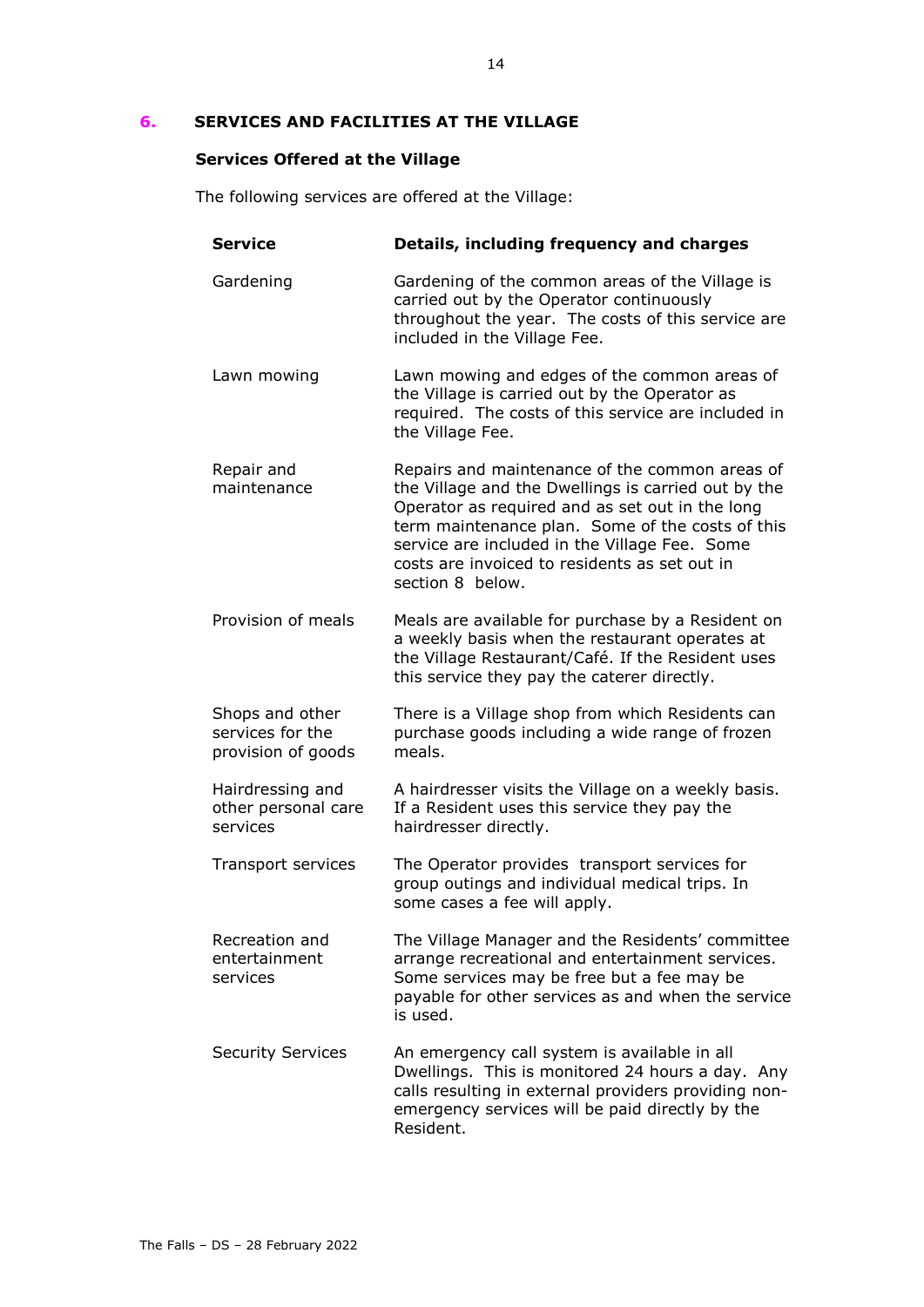## 6. SERVICES AND FACILITIES AT THE VILLAGE

### Services Offered at the Village

The following services are offered at the Village:

| Service | Details, including frequency and charges |
|---|---|
| Gardening | Gardening of the common areas of the Village is carried out by the Operator continuously throughout the year. The costs of this service are included in the Village Fee. |
| Lawn mowing | Lawn mowing and edges of the common areas of the Village is carried out by the Operator as required. The costs of this service are included in the Village Fee. |
| Repair and maintenance | Repairs and maintenance of the common areas of the Village and the Dwellings is carried out by the Operator as required and as set out in the long term maintenance plan. Some of the costs of this service are included in the Village Fee. Some costs are invoiced to residents as set out in section 8 below. |
| Provision of meals | Meals are available for purchase by a Resident on a weekly basis when the restaurant operates at the Village Restaurant/Café. If the Resident uses this service they pay the caterer directly. |
| Shops and other services for the provision of goods | There is a Village shop from which Residents can purchase goods including a wide range of frozen meals. |
| Hairdressing and other personal care services | A hairdresser visits the Village on a weekly basis. If a Resident uses this service they pay the hairdresser directly. |
| Transport services | The Operator provides transport services for group outings and individual medical trips. In some cases a fee will apply. |
| Recreation and entertainment services | The Village Manager and the Residents' committee arrange recreational and entertainment services. Some services may be free but a fee may be payable for other services as and when the service is used. |
| Security Services | An emergency call system is available in all Dwellings. This is monitored 24 hours a day. Any calls resulting in external providers providing non-emergency services will be paid directly by the Resident. |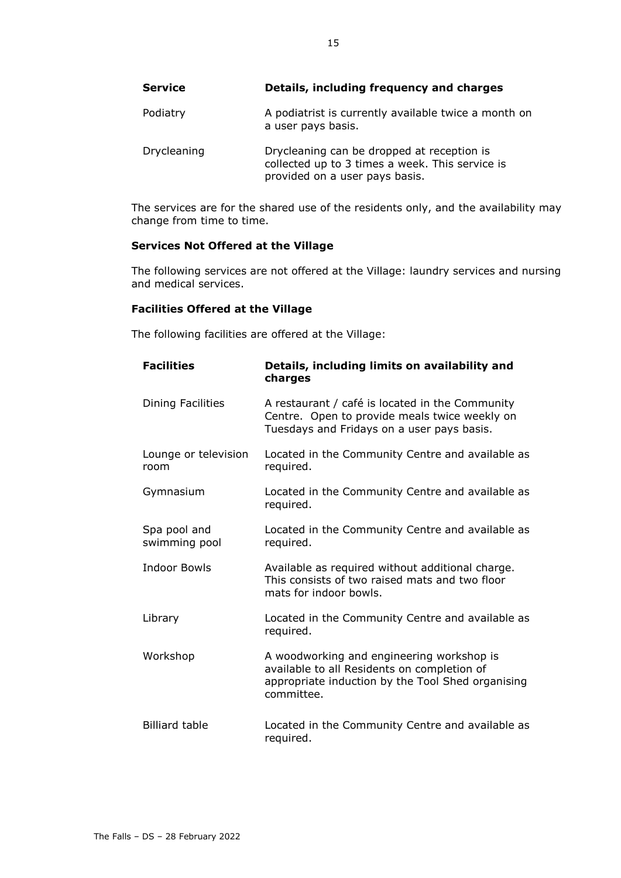| Service | Details, including frequency and charges |
|---|---|
| Podiatry | A podiatrist is currently available twice a month on a user pays basis. |
| Drycleaning | Drycleaning can be dropped at reception is collected up to 3 times a week. This service is provided on a user pays basis. |

The services are for the shared use of the residents only, and the availability may change from time to time.

**Services Not Offered at the Village**

The following services are not offered at the Village: laundry services and nursing and medical services.

**Facilities Offered at the Village**

The following facilities are offered at the Village:

| Facilities | Details, including limits on availability and charges |
|---|---|
| Dining Facilities | A restaurant / café is located in the Community Centre. Open to provide meals twice weekly on Tuesdays and Fridays on a user pays basis. |
| Lounge or television room | Located in the Community Centre and available as required. |
| Gymnasium | Located in the Community Centre and available as required. |
| Spa pool and swimming pool | Located in the Community Centre and available as required. |
| Indoor Bowls | Available as required without additional charge. This consists of two raised mats and two floor mats for indoor bowls. |
| Library | Located in the Community Centre and available as required. |
| Workshop | A woodworking and engineering workshop is available to all Residents on completion of appropriate induction by the Tool Shed organising committee. |
| Billiard table | Located in the Community Centre and available as required. |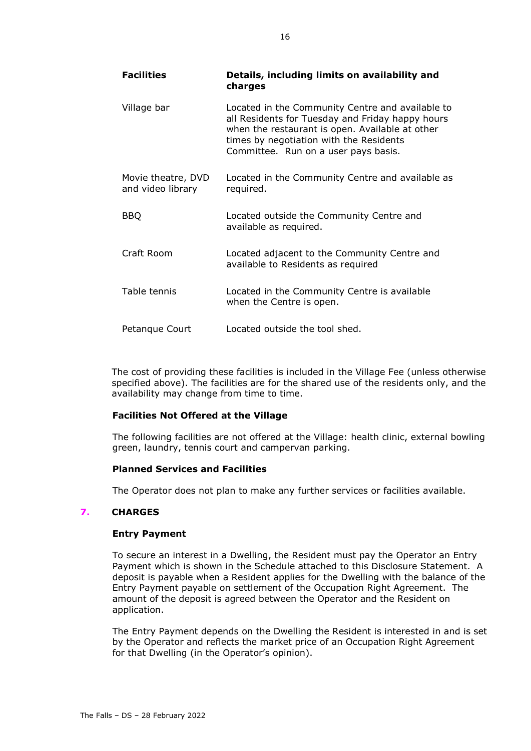| Facilities | Details, including limits on availability and charges |
|---|---|
| Village bar | Located in the Community Centre and available to all Residents for Tuesday and Friday happy hours when the restaurant is open. Available at other times by negotiation with the Residents Committee. Run on a user pays basis. |
| Movie theatre, DVD and video library | Located in the Community Centre and available as required. |
| BBQ | Located outside the Community Centre and available as required. |
| Craft Room | Located adjacent to the Community Centre and available to Residents as required |
| Table tennis | Located in the Community Centre is available when the Centre is open. |
| Petanque Court | Located outside the tool shed. |

The cost of providing these facilities is included in the Village Fee (unless otherwise specified above). The facilities are for the shared use of the residents only, and the availability may change from time to time.

**Facilities Not Offered at the Village**

The following facilities are not offered at the Village: health clinic, external bowling green, laundry, tennis court and campervan parking.

**Planned Services and Facilities**

The Operator does not plan to make any further services or facilities available.

## 7. CHARGES

**Entry Payment**

To secure an interest in a Dwelling, the Resident must pay the Operator an Entry Payment which is shown in the Schedule attached to this Disclosure Statement. A deposit is payable when a Resident applies for the Dwelling with the balance of the Entry Payment payable on settlement of the Occupation Right Agreement. The amount of the deposit is agreed between the Operator and the Resident on application.

The Entry Payment depends on the Dwelling the Resident is interested in and is set by the Operator and reflects the market price of an Occupation Right Agreement for that Dwelling (in the Operator's opinion).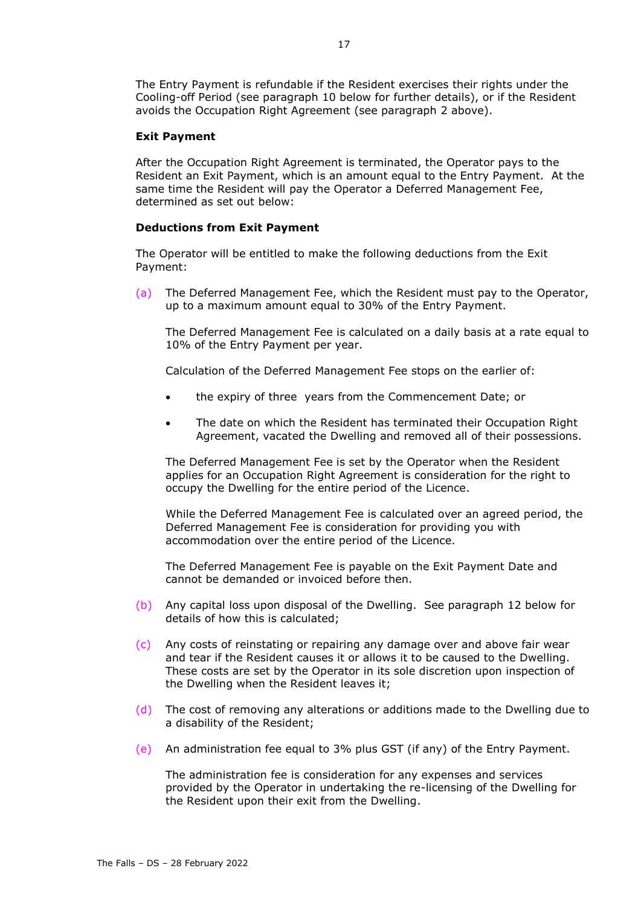The Entry Payment is refundable if the Resident exercises their rights under the Cooling-off Period (see paragraph 10 below for further details), or if the Resident avoids the Occupation Right Agreement (see paragraph 2 above).

**Exit Payment**

After the Occupation Right Agreement is terminated, the Operator pays to the Resident an Exit Payment, which is an amount equal to the Entry Payment. At the same time the Resident will pay the Operator a Deferred Management Fee, determined as set out below:

**Deductions from Exit Payment**

The Operator will be entitled to make the following deductions from the Exit Payment:

(a) The Deferred Management Fee, which the Resident must pay to the Operator, up to a maximum amount equal to 30% of the Entry Payment.

The Deferred Management Fee is calculated on a daily basis at a rate equal to 10% of the Entry Payment per year.

Calculation of the Deferred Management Fee stops on the earlier of:

- the expiry of three years from the Commencement Date; or
- The date on which the Resident has terminated their Occupation Right Agreement, vacated the Dwelling and removed all of their possessions.

The Deferred Management Fee is set by the Operator when the Resident applies for an Occupation Right Agreement is consideration for the right to occupy the Dwelling for the entire period of the Licence.

While the Deferred Management Fee is calculated over an agreed period, the Deferred Management Fee is consideration for providing you with accommodation over the entire period of the Licence.

The Deferred Management Fee is payable on the Exit Payment Date and cannot be demanded or invoiced before then.

(b) Any capital loss upon disposal of the Dwelling. See paragraph 12 below for details of how this is calculated;

(c) Any costs of reinstating or repairing any damage over and above fair wear and tear if the Resident causes it or allows it to be caused to the Dwelling. These costs are set by the Operator in its sole discretion upon inspection of the Dwelling when the Resident leaves it;

(d) The cost of removing any alterations or additions made to the Dwelling due to a disability of the Resident;

(e) An administration fee equal to 3% plus GST (if any) of the Entry Payment.

The administration fee is consideration for any expenses and services provided by the Operator in undertaking the re-licensing of the Dwelling for the Resident upon their exit from the Dwelling.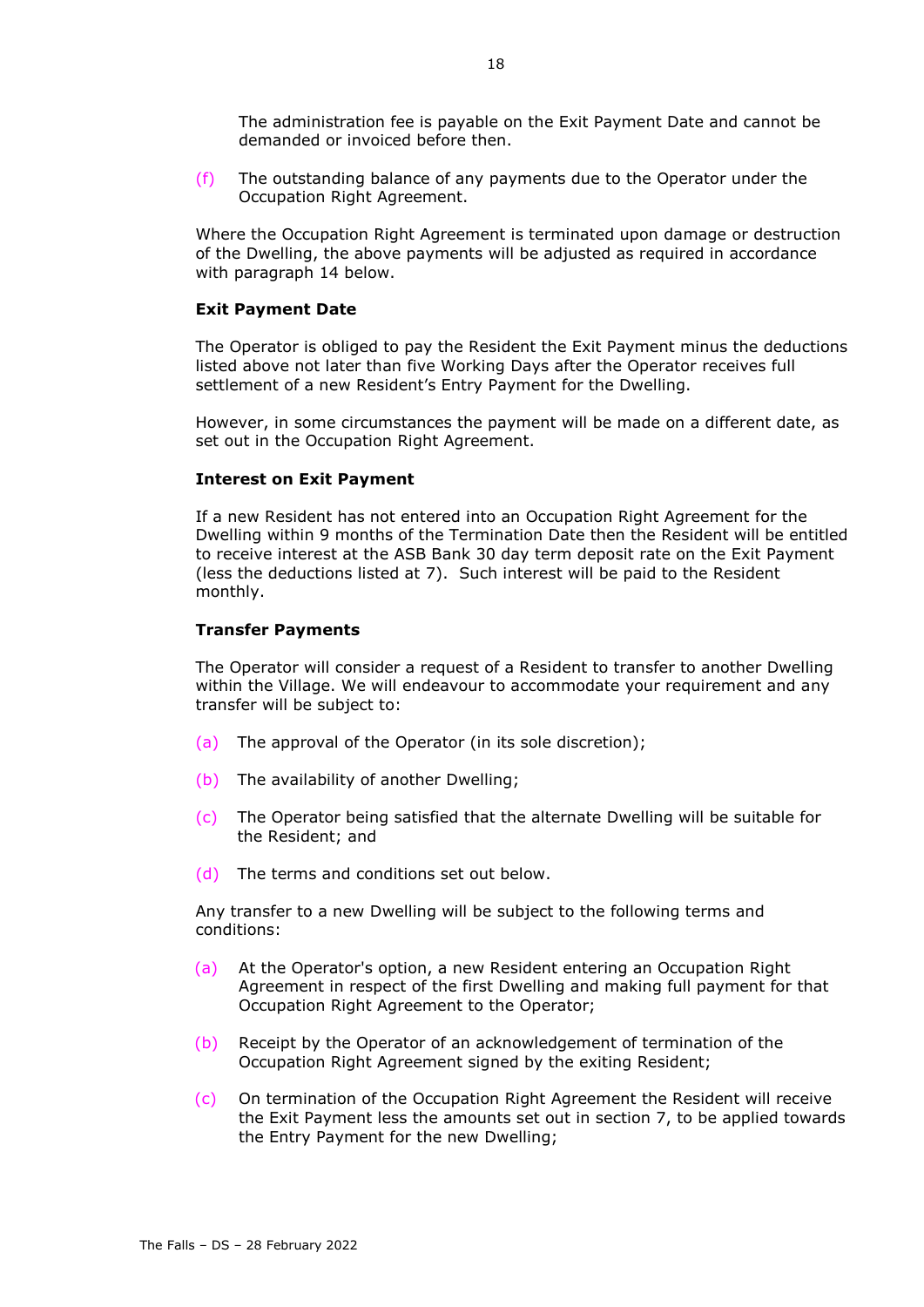The administration fee is payable on the Exit Payment Date and cannot be demanded or invoiced before then.

(f) The outstanding balance of any payments due to the Operator under the Occupation Right Agreement.

Where the Occupation Right Agreement is terminated upon damage or destruction of the Dwelling, the above payments will be adjusted as required in accordance with paragraph 14 below.

**Exit Payment Date**

The Operator is obliged to pay the Resident the Exit Payment minus the deductions listed above not later than five Working Days after the Operator receives full settlement of a new Resident's Entry Payment for the Dwelling.

However, in some circumstances the payment will be made on a different date, as set out in the Occupation Right Agreement.

**Interest on Exit Payment**

If a new Resident has not entered into an Occupation Right Agreement for the Dwelling within 9 months of the Termination Date then the Resident will be entitled to receive interest at the ASB Bank 30 day term deposit rate on the Exit Payment (less the deductions listed at 7). Such interest will be paid to the Resident monthly.

**Transfer Payments**

The Operator will consider a request of a Resident to transfer to another Dwelling within the Village. We will endeavour to accommodate your requirement and any transfer will be subject to:

(a) The approval of the Operator (in its sole discretion);

(b) The availability of another Dwelling;

(c) The Operator being satisfied that the alternate Dwelling will be suitable for the Resident; and

(d) The terms and conditions set out below.

Any transfer to a new Dwelling will be subject to the following terms and conditions:

(a) At the Operator's option, a new Resident entering an Occupation Right Agreement in respect of the first Dwelling and making full payment for that Occupation Right Agreement to the Operator;

(b) Receipt by the Operator of an acknowledgement of termination of the Occupation Right Agreement signed by the exiting Resident;

(c) On termination of the Occupation Right Agreement the Resident will receive the Exit Payment less the amounts set out in section 7, to be applied towards the Entry Payment for the new Dwelling;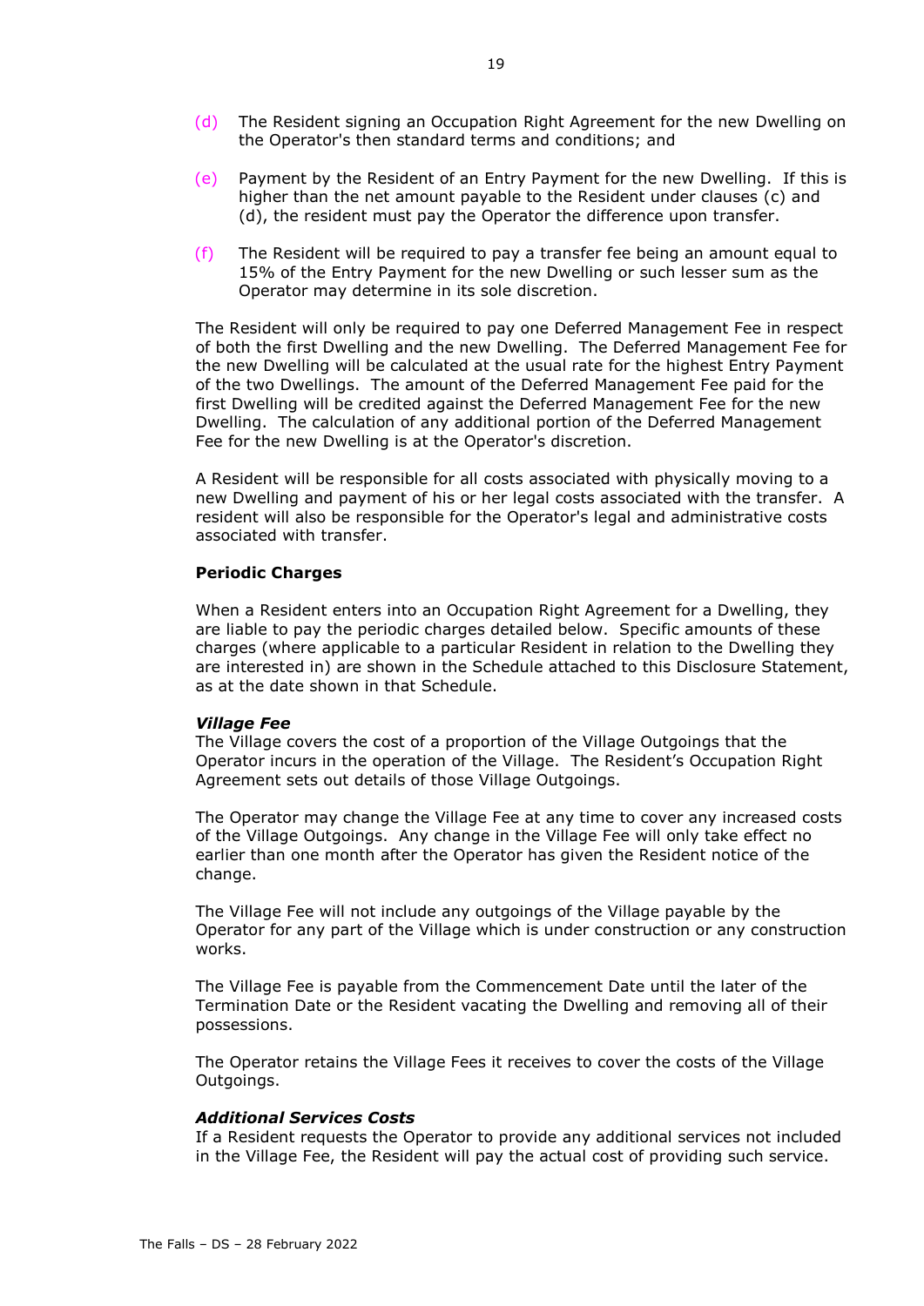(d) The Resident signing an Occupation Right Agreement for the new Dwelling on the Operator's then standard terms and conditions; and

(e) Payment by the Resident of an Entry Payment for the new Dwelling. If this is higher than the net amount payable to the Resident under clauses (c) and (d), the resident must pay the Operator the difference upon transfer.

(f) The Resident will be required to pay a transfer fee being an amount equal to 15% of the Entry Payment for the new Dwelling or such lesser sum as the Operator may determine in its sole discretion.

The Resident will only be required to pay one Deferred Management Fee in respect of both the first Dwelling and the new Dwelling. The Deferred Management Fee for the new Dwelling will be calculated at the usual rate for the highest Entry Payment of the two Dwellings. The amount of the Deferred Management Fee paid for the first Dwelling will be credited against the Deferred Management Fee for the new Dwelling. The calculation of any additional portion of the Deferred Management Fee for the new Dwelling is at the Operator's discretion.

A Resident will be responsible for all costs associated with physically moving to a new Dwelling and payment of his or her legal costs associated with the transfer. A resident will also be responsible for the Operator's legal and administrative costs associated with transfer.

**Periodic Charges**

When a Resident enters into an Occupation Right Agreement for a Dwelling, they are liable to pay the periodic charges detailed below. Specific amounts of these charges (where applicable to a particular Resident in relation to the Dwelling they are interested in) are shown in the Schedule attached to this Disclosure Statement, as at the date shown in that Schedule.

***Village Fee***

The Village covers the cost of a proportion of the Village Outgoings that the Operator incurs in the operation of the Village. The Resident's Occupation Right Agreement sets out details of those Village Outgoings.

The Operator may change the Village Fee at any time to cover any increased costs of the Village Outgoings. Any change in the Village Fee will only take effect no earlier than one month after the Operator has given the Resident notice of the change.

The Village Fee will not include any outgoings of the Village payable by the Operator for any part of the Village which is under construction or any construction works.

The Village Fee is payable from the Commencement Date until the later of the Termination Date or the Resident vacating the Dwelling and removing all of their possessions.

The Operator retains the Village Fees it receives to cover the costs of the Village Outgoings.

***Additional Services Costs***

If a Resident requests the Operator to provide any additional services not included in the Village Fee, the Resident will pay the actual cost of providing such service.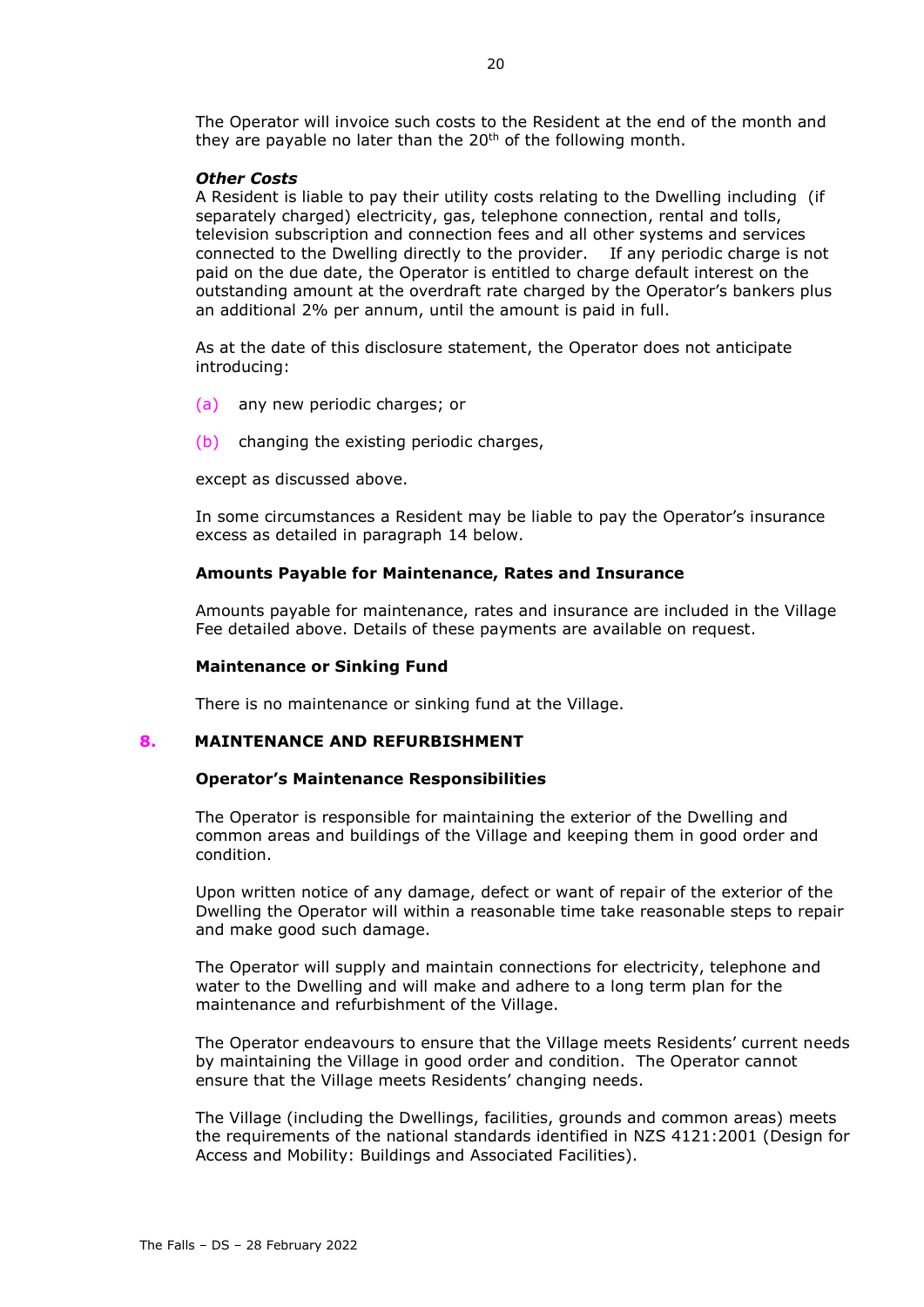The Operator will invoice such costs to the Resident at the end of the month and they are payable no later than the 20th of the following month.

***Other Costs***

A Resident is liable to pay their utility costs relating to the Dwelling including (if separately charged) electricity, gas, telephone connection, rental and tolls, television subscription and connection fees and all other systems and services connected to the Dwelling directly to the provider. If any periodic charge is not paid on the due date, the Operator is entitled to charge default interest on the outstanding amount at the overdraft rate charged by the Operator's bankers plus an additional 2% per annum, until the amount is paid in full.

As at the date of this disclosure statement, the Operator does not anticipate introducing:

(a) any new periodic charges; or

(b) changing the existing periodic charges,

except as discussed above.

In some circumstances a Resident may be liable to pay the Operator's insurance excess as detailed in paragraph 14 below.

**Amounts Payable for Maintenance, Rates and Insurance**

Amounts payable for maintenance, rates and insurance are included in the Village Fee detailed above. Details of these payments are available on request.

**Maintenance or Sinking Fund**

There is no maintenance or sinking fund at the Village.

## 8. MAINTENANCE AND REFURBISHMENT

**Operator's Maintenance Responsibilities**

The Operator is responsible for maintaining the exterior of the Dwelling and common areas and buildings of the Village and keeping them in good order and condition.

Upon written notice of any damage, defect or want of repair of the exterior of the Dwelling the Operator will within a reasonable time take reasonable steps to repair and make good such damage.

The Operator will supply and maintain connections for electricity, telephone and water to the Dwelling and will make and adhere to a long term plan for the maintenance and refurbishment of the Village.

The Operator endeavours to ensure that the Village meets Residents' current needs by maintaining the Village in good order and condition. The Operator cannot ensure that the Village meets Residents' changing needs.

The Village (including the Dwellings, facilities, grounds and common areas) meets the requirements of the national standards identified in NZS 4121:2001 (Design for Access and Mobility: Buildings and Associated Facilities).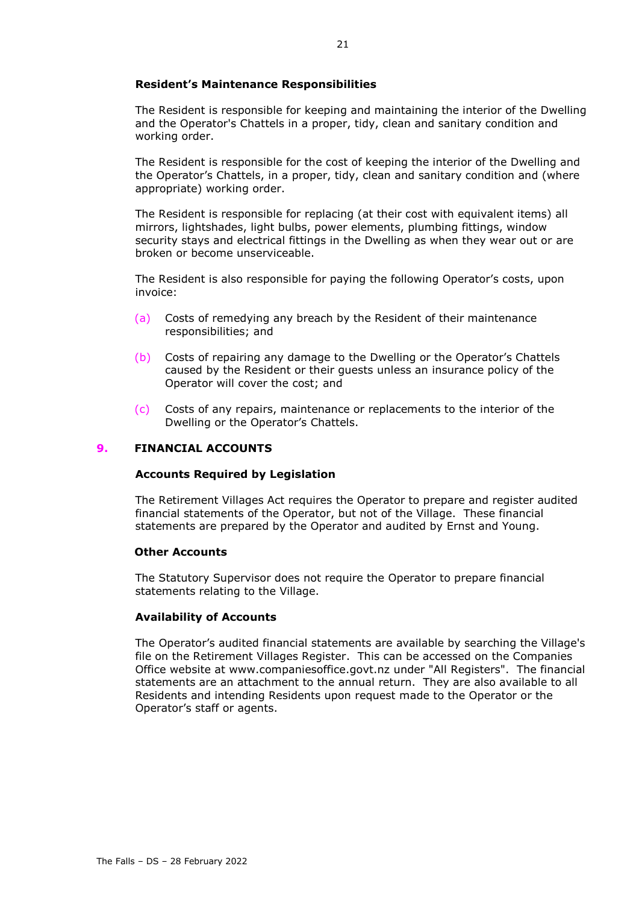**Resident's Maintenance Responsibilities**

The Resident is responsible for keeping and maintaining the interior of the Dwelling and the Operator's Chattels in a proper, tidy, clean and sanitary condition and working order.

The Resident is responsible for the cost of keeping the interior of the Dwelling and the Operator's Chattels, in a proper, tidy, clean and sanitary condition and (where appropriate) working order.

The Resident is responsible for replacing (at their cost with equivalent items) all mirrors, lightshades, light bulbs, power elements, plumbing fittings, window security stays and electrical fittings in the Dwelling as when they wear out or are broken or become unserviceable.

The Resident is also responsible for paying the following Operator's costs, upon invoice:

(a) Costs of remedying any breach by the Resident of their maintenance responsibilities; and

(b) Costs of repairing any damage to the Dwelling or the Operator's Chattels caused by the Resident or their guests unless an insurance policy of the Operator will cover the cost; and

(c) Costs of any repairs, maintenance or replacements to the interior of the Dwelling or the Operator's Chattels.

## 9. FINANCIAL ACCOUNTS

**Accounts Required by Legislation**

The Retirement Villages Act requires the Operator to prepare and register audited financial statements of the Operator, but not of the Village. These financial statements are prepared by the Operator and audited by Ernst and Young.

**Other Accounts**

The Statutory Supervisor does not require the Operator to prepare financial statements relating to the Village.

**Availability of Accounts**

The Operator's audited financial statements are available by searching the Village's file on the Retirement Villages Register. This can be accessed on the Companies Office website at www.companiesoffice.govt.nz under "All Registers". The financial statements are an attachment to the annual return. They are also available to all Residents and intending Residents upon request made to the Operator or the Operator's staff or agents.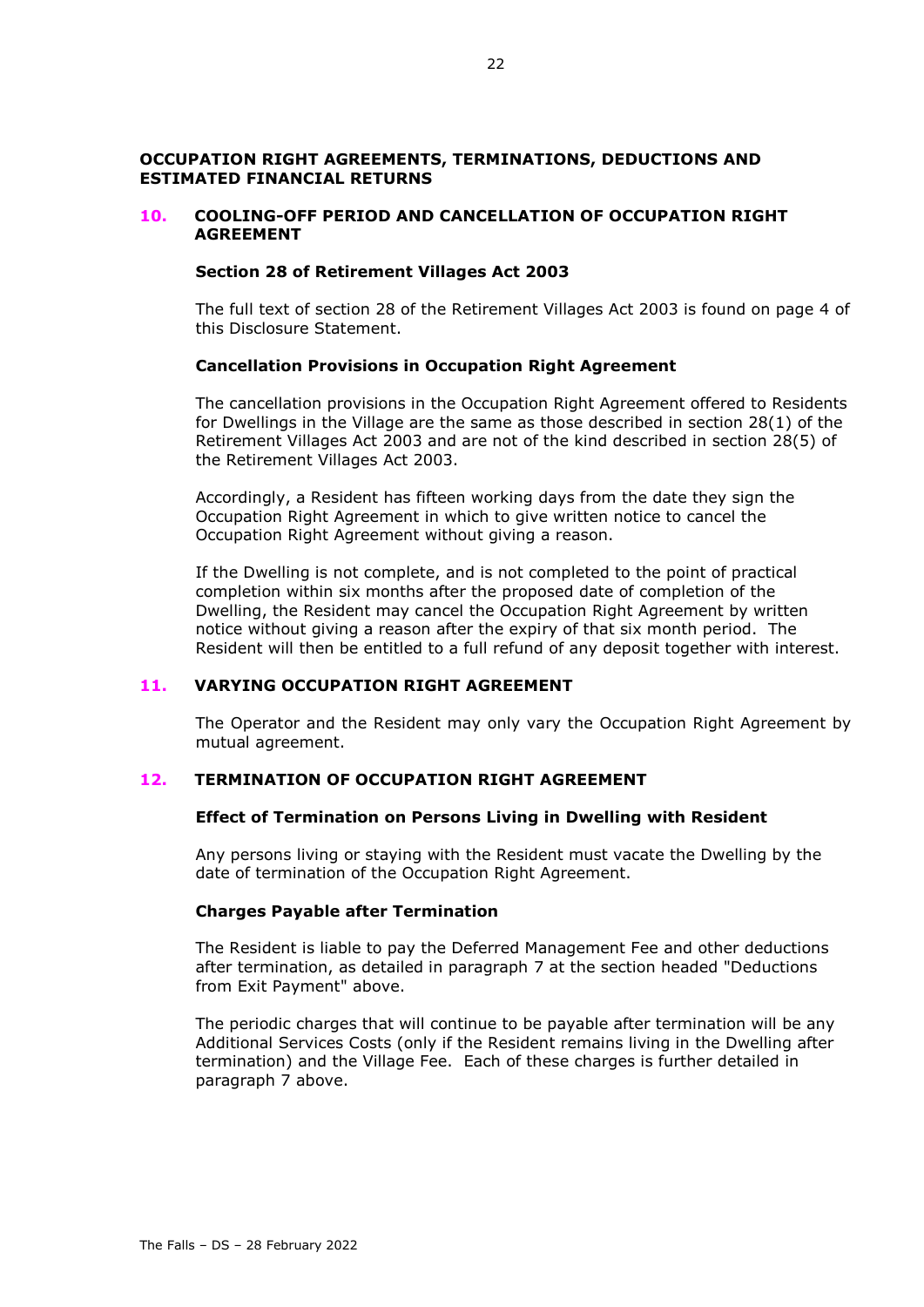## OCCUPATION RIGHT AGREEMENTS, TERMINATIONS, DEDUCTIONS AND ESTIMATED FINANCIAL RETURNS

## 10. COOLING-OFF PERIOD AND CANCELLATION OF OCCUPATION RIGHT AGREEMENT

### Section 28 of Retirement Villages Act 2003

The full text of section 28 of the Retirement Villages Act 2003 is found on page 4 of this Disclosure Statement.

### Cancellation Provisions in Occupation Right Agreement

The cancellation provisions in the Occupation Right Agreement offered to Residents for Dwellings in the Village are the same as those described in section 28(1) of the Retirement Villages Act 2003 and are not of the kind described in section 28(5) of the Retirement Villages Act 2003.

Accordingly, a Resident has fifteen working days from the date they sign the Occupation Right Agreement in which to give written notice to cancel the Occupation Right Agreement without giving a reason.

If the Dwelling is not complete, and is not completed to the point of practical completion within six months after the proposed date of completion of the Dwelling, the Resident may cancel the Occupation Right Agreement by written notice without giving a reason after the expiry of that six month period. The Resident will then be entitled to a full refund of any deposit together with interest.

## 11. VARYING OCCUPATION RIGHT AGREEMENT

The Operator and the Resident may only vary the Occupation Right Agreement by mutual agreement.

## 12. TERMINATION OF OCCUPATION RIGHT AGREEMENT

### Effect of Termination on Persons Living in Dwelling with Resident

Any persons living or staying with the Resident must vacate the Dwelling by the date of termination of the Occupation Right Agreement.

### Charges Payable after Termination

The Resident is liable to pay the Deferred Management Fee and other deductions after termination, as detailed in paragraph 7 at the section headed "Deductions from Exit Payment" above.

The periodic charges that will continue to be payable after termination will be any Additional Services Costs (only if the Resident remains living in the Dwelling after termination) and the Village Fee. Each of these charges is further detailed in paragraph 7 above.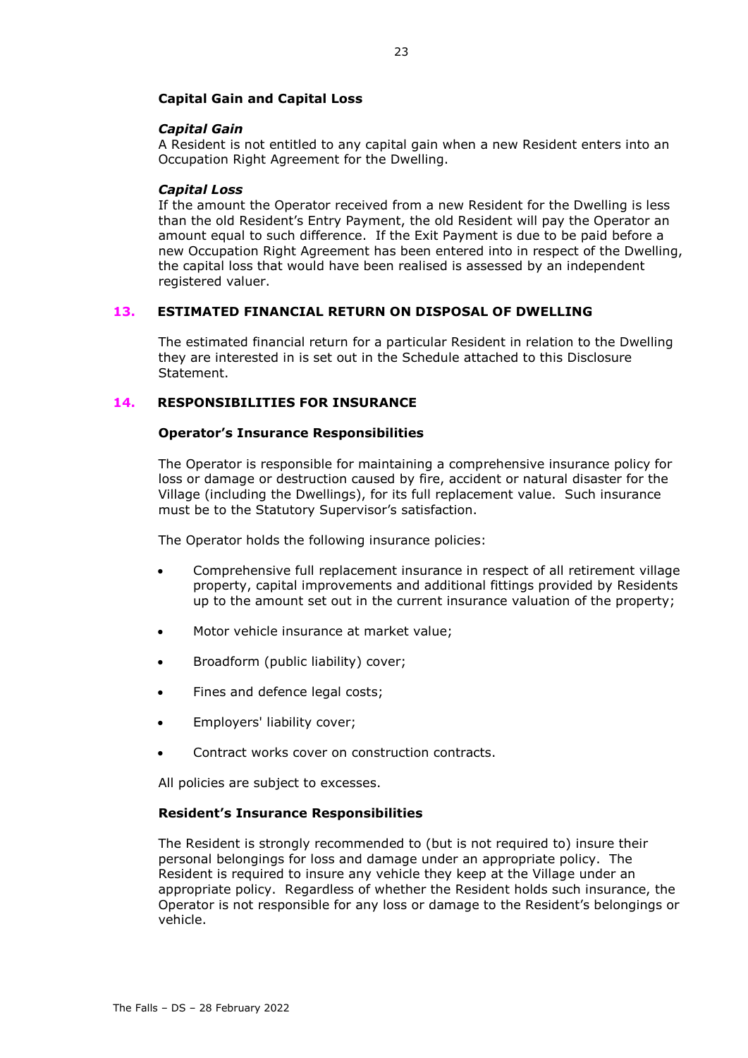**Capital Gain and Capital Loss**

***Capital Gain***

A Resident is not entitled to any capital gain when a new Resident enters into an Occupation Right Agreement for the Dwelling.

***Capital Loss***

If the amount the Operator received from a new Resident for the Dwelling is less than the old Resident's Entry Payment, the old Resident will pay the Operator an amount equal to such difference. If the Exit Payment is due to be paid before a new Occupation Right Agreement has been entered into in respect of the Dwelling, the capital loss that would have been realised is assessed by an independent registered valuer.

## 13. ESTIMATED FINANCIAL RETURN ON DISPOSAL OF DWELLING

The estimated financial return for a particular Resident in relation to the Dwelling they are interested in is set out in the Schedule attached to this Disclosure Statement.

## 14. RESPONSIBILITIES FOR INSURANCE

**Operator's Insurance Responsibilities**

The Operator is responsible for maintaining a comprehensive insurance policy for loss or damage or destruction caused by fire, accident or natural disaster for the Village (including the Dwellings), for its full replacement value. Such insurance must be to the Statutory Supervisor's satisfaction.

The Operator holds the following insurance policies:

- Comprehensive full replacement insurance in respect of all retirement village property, capital improvements and additional fittings provided by Residents up to the amount set out in the current insurance valuation of the property;
- Motor vehicle insurance at market value;
- Broadform (public liability) cover;
- Fines and defence legal costs;
- Employers' liability cover;
- Contract works cover on construction contracts.

All policies are subject to excesses.

**Resident's Insurance Responsibilities**

The Resident is strongly recommended to (but is not required to) insure their personal belongings for loss and damage under an appropriate policy. The Resident is required to insure any vehicle they keep at the Village under an appropriate policy. Regardless of whether the Resident holds such insurance, the Operator is not responsible for any loss or damage to the Resident's belongings or vehicle.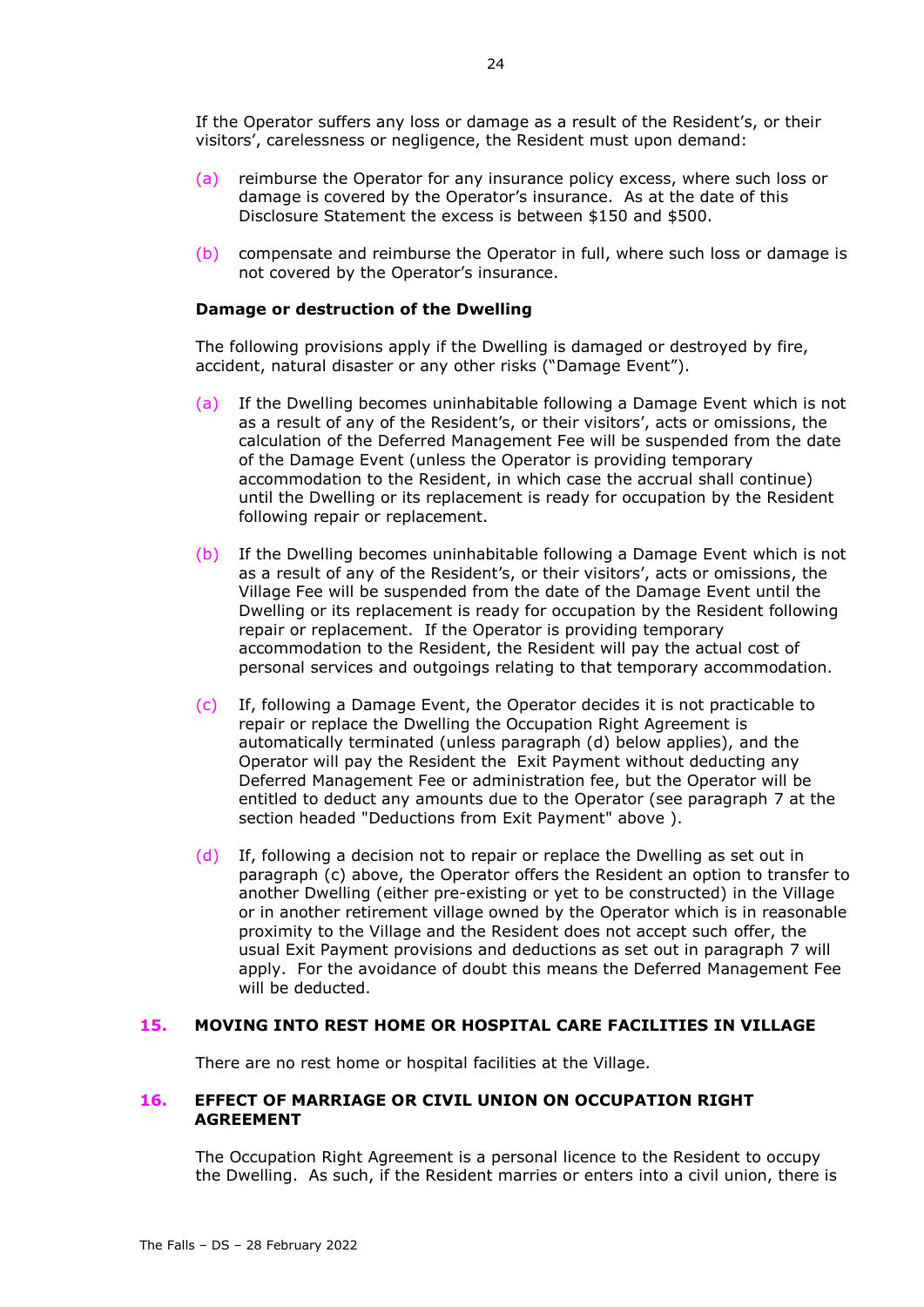If the Operator suffers any loss or damage as a result of the Resident's, or their visitors', carelessness or negligence, the Resident must upon demand:

(a) reimburse the Operator for any insurance policy excess, where such loss or damage is covered by the Operator's insurance. As at the date of this Disclosure Statement the excess is between $150 and $500.

(b) compensate and reimburse the Operator in full, where such loss or damage is not covered by the Operator's insurance.

**Damage or destruction of the Dwelling**

The following provisions apply if the Dwelling is damaged or destroyed by fire, accident, natural disaster or any other risks ("Damage Event").

(a) If the Dwelling becomes uninhabitable following a Damage Event which is not as a result of any of the Resident's, or their visitors', acts or omissions, the calculation of the Deferred Management Fee will be suspended from the date of the Damage Event (unless the Operator is providing temporary accommodation to the Resident, in which case the accrual shall continue) until the Dwelling or its replacement is ready for occupation by the Resident following repair or replacement.

(b) If the Dwelling becomes uninhabitable following a Damage Event which is not as a result of any of the Resident's, or their visitors', acts or omissions, the Village Fee will be suspended from the date of the Damage Event until the Dwelling or its replacement is ready for occupation by the Resident following repair or replacement. If the Operator is providing temporary accommodation to the Resident, the Resident will pay the actual cost of personal services and outgoings relating to that temporary accommodation.

(c) If, following a Damage Event, the Operator decides it is not practicable to repair or replace the Dwelling the Occupation Right Agreement is automatically terminated (unless paragraph (d) below applies), and the Operator will pay the Resident the Exit Payment without deducting any Deferred Management Fee or administration fee, but the Operator will be entitled to deduct any amounts due to the Operator (see paragraph 7 at the section headed "Deductions from Exit Payment" above ).

(d) If, following a decision not to repair or replace the Dwelling as set out in paragraph (c) above, the Operator offers the Resident an option to transfer to another Dwelling (either pre-existing or yet to be constructed) in the Village or in another retirement village owned by the Operator which is in reasonable proximity to the Village and the Resident does not accept such offer, the usual Exit Payment provisions and deductions as set out in paragraph 7 will apply. For the avoidance of doubt this means the Deferred Management Fee will be deducted.

## 15. MOVING INTO REST HOME OR HOSPITAL CARE FACILITIES IN VILLAGE

There are no rest home or hospital facilities at the Village.

## 16. EFFECT OF MARRIAGE OR CIVIL UNION ON OCCUPATION RIGHT AGREEMENT

The Occupation Right Agreement is a personal licence to the Resident to occupy the Dwelling. As such, if the Resident marries or enters into a civil union, there is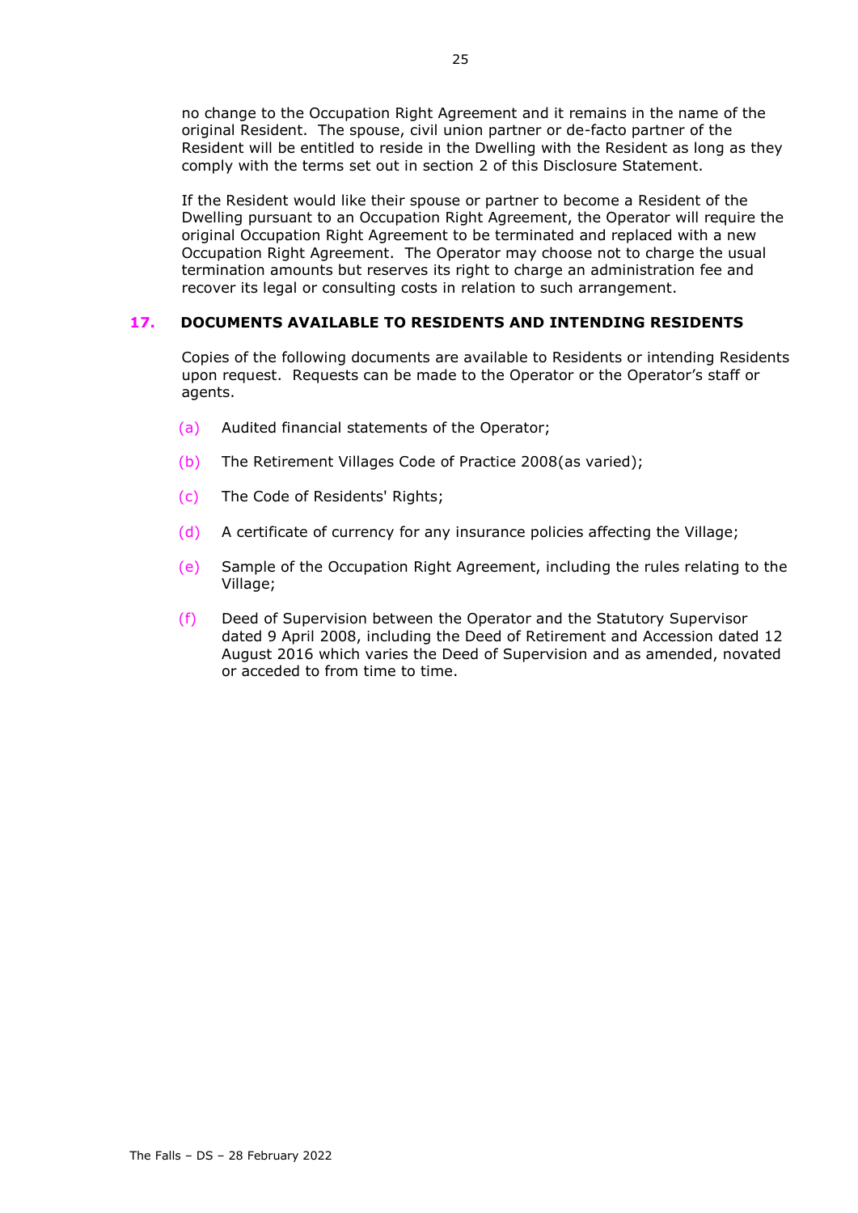no change to the Occupation Right Agreement and it remains in the name of the original Resident. The spouse, civil union partner or de-facto partner of the Resident will be entitled to reside in the Dwelling with the Resident as long as they comply with the terms set out in section 2 of this Disclosure Statement.

If the Resident would like their spouse or partner to become a Resident of the Dwelling pursuant to an Occupation Right Agreement, the Operator will require the original Occupation Right Agreement to be terminated and replaced with a new Occupation Right Agreement. The Operator may choose not to charge the usual termination amounts but reserves its right to charge an administration fee and recover its legal or consulting costs in relation to such arrangement.

## 17. DOCUMENTS AVAILABLE TO RESIDENTS AND INTENDING RESIDENTS

Copies of the following documents are available to Residents or intending Residents upon request. Requests can be made to the Operator or the Operator's staff or agents.

(a) Audited financial statements of the Operator;

(b) The Retirement Villages Code of Practice 2008(as varied);

(c) The Code of Residents' Rights;

(d) A certificate of currency for any insurance policies affecting the Village;

(e) Sample of the Occupation Right Agreement, including the rules relating to the Village;

(f) Deed of Supervision between the Operator and the Statutory Supervisor dated 9 April 2008, including the Deed of Retirement and Accession dated 12 August 2016 which varies the Deed of Supervision and as amended, novated or acceded to from time to time.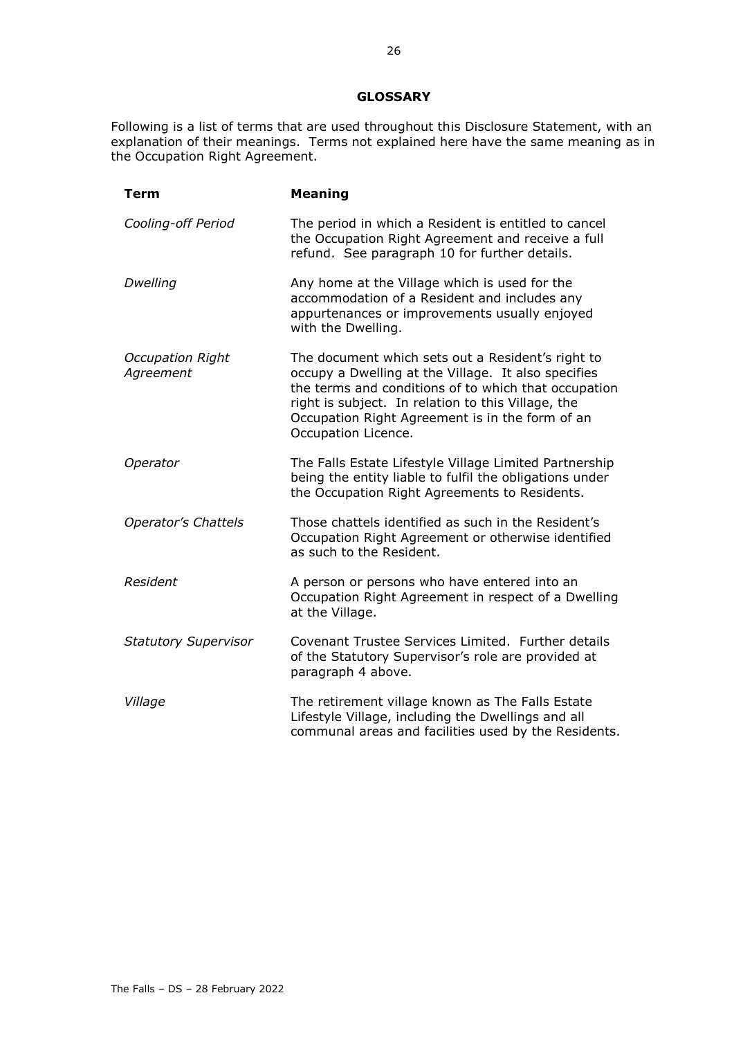## GLOSSARY

Following is a list of terms that are used throughout this Disclosure Statement, with an explanation of their meanings. Terms not explained here have the same meaning as in the Occupation Right Agreement.

| Term | Meaning |
|---|---|
| *Cooling-off Period* | The period in which a Resident is entitled to cancel the Occupation Right Agreement and receive a full refund. See paragraph 10 for further details. |
| *Dwelling* | Any home at the Village which is used for the accommodation of a Resident and includes any appurtenances or improvements usually enjoyed with the Dwelling. |
| *Occupation Right Agreement* | The document which sets out a Resident's right to occupy a Dwelling at the Village. It also specifies the terms and conditions of to which that occupation right is subject. In relation to this Village, the Occupation Right Agreement is in the form of an Occupation Licence. |
| *Operator* | The Falls Estate Lifestyle Village Limited Partnership being the entity liable to fulfil the obligations under the Occupation Right Agreements to Residents. |
| *Operator's Chattels* | Those chattels identified as such in the Resident's Occupation Right Agreement or otherwise identified as such to the Resident. |
| *Resident* | A person or persons who have entered into an Occupation Right Agreement in respect of a Dwelling at the Village. |
| *Statutory Supervisor* | Covenant Trustee Services Limited. Further details of the Statutory Supervisor's role are provided at paragraph 4 above. |
| *Village* | The retirement village known as The Falls Estate Lifestyle Village, including the Dwellings and all communal areas and facilities used by the Residents. |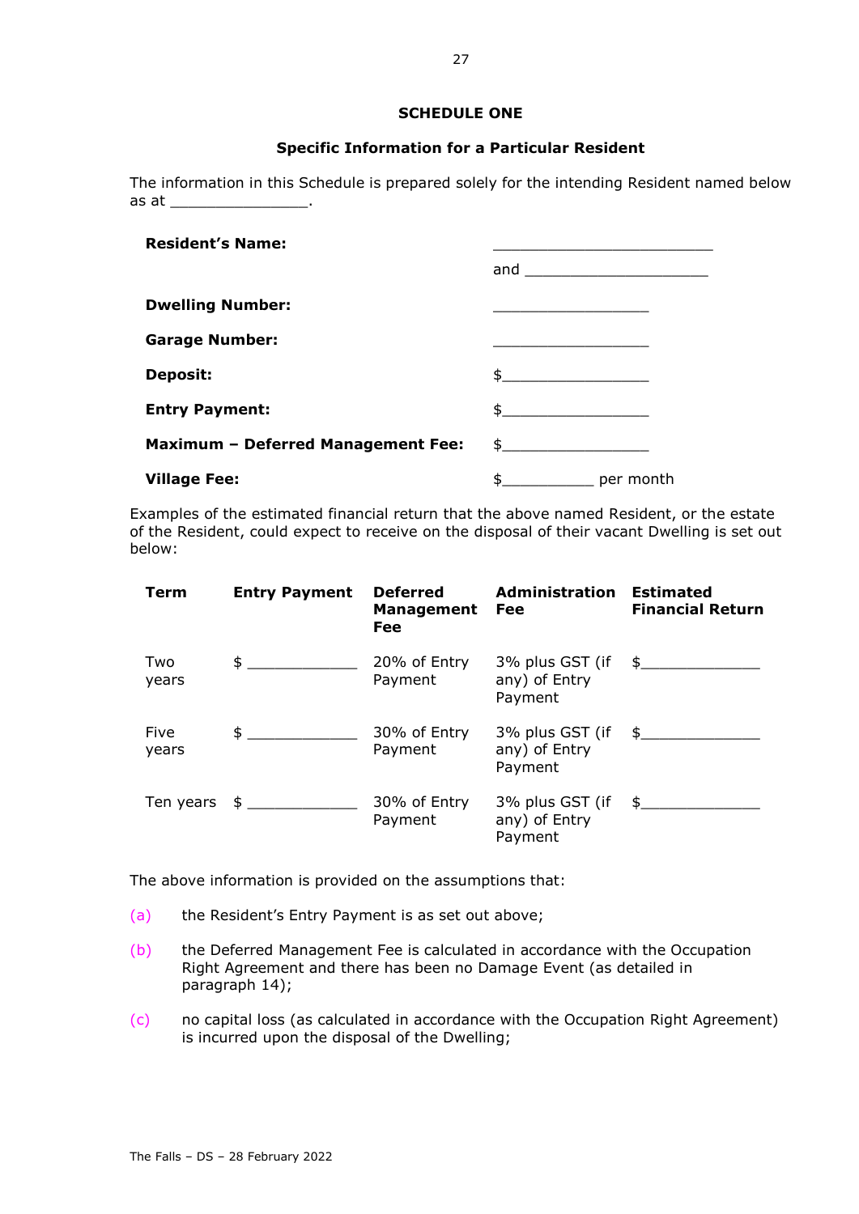**SCHEDULE ONE**

**Specific Information for a Particular Resident**

The information in this Schedule is prepared solely for the intending Resident named below as at _______________.

| | |
|---|---|
| **Resident's Name:** | _________________________ |
| | and _____________________ |
| **Dwelling Number:** | _________________ |
| **Garage Number:** | _________________ |
| **Deposit:** | $_________________ |
| **Entry Payment:** | $_________________ |
| **Maximum – Deferred Management Fee:** | $_________________ |
| **Village Fee:** | $__________ per month |

Examples of the estimated financial return that the above named Resident, or the estate of the Resident, could expect to receive on the disposal of their vacant Dwelling is set out below:

| **Term** | **Entry Payment** | **Deferred Management Fee** | **Administration Fee** | **Estimated Financial Return** |
|---|---|---|---|---|
| Two years | $ ____________ | 20% of Entry Payment | 3% plus GST (if any) of Entry Payment | $_____________ |
| Five years | $ ____________ | 30% of Entry Payment | 3% plus GST (if any) of Entry Payment | $_____________ |
| Ten years | $ ____________ | 30% of Entry Payment | 3% plus GST (if any) of Entry Payment | $_____________ |

The above information is provided on the assumptions that:

(a) the Resident's Entry Payment is as set out above;

(b) the Deferred Management Fee is calculated in accordance with the Occupation Right Agreement and there has been no Damage Event (as detailed in paragraph 14);

(c) no capital loss (as calculated in accordance with the Occupation Right Agreement) is incurred upon the disposal of the Dwelling;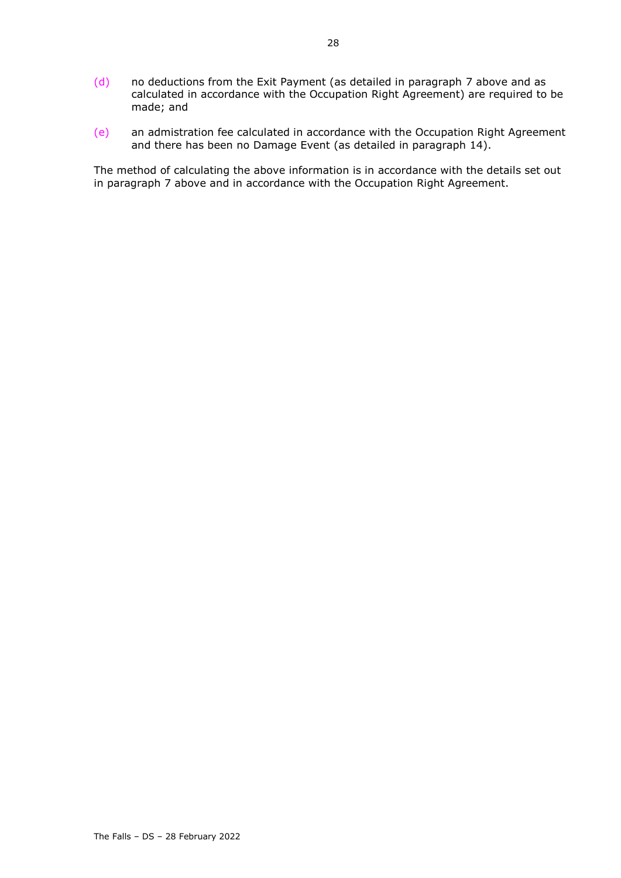(d) no deductions from the Exit Payment (as detailed in paragraph 7 above and as calculated in accordance with the Occupation Right Agreement) are required to be made; and

(e) an admistration fee calculated in accordance with the Occupation Right Agreement and there has been no Damage Event (as detailed in paragraph 14).

The method of calculating the above information is in accordance with the details set out in paragraph 7 above and in accordance with the Occupation Right Agreement.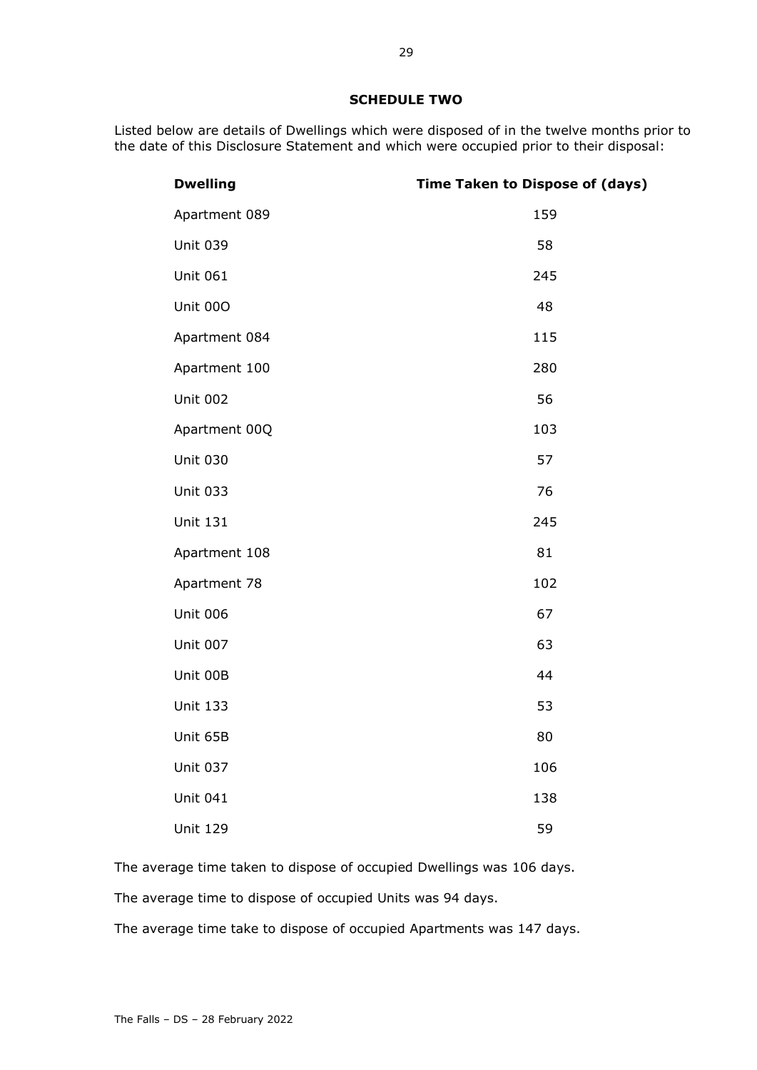## SCHEDULE TWO

Listed below are details of Dwellings which were disposed of in the twelve months prior to the date of this Disclosure Statement and which were occupied prior to their disposal:

| Dwelling | Time Taken to Dispose of (days) |
|---|---|
| Apartment 089 | 159 |
| Unit 039 | 58 |
| Unit 061 | 245 |
| Unit 00O | 48 |
| Apartment 084 | 115 |
| Apartment 100 | 280 |
| Unit 002 | 56 |
| Apartment 00Q | 103 |
| Unit 030 | 57 |
| Unit 033 | 76 |
| Unit 131 | 245 |
| Apartment 108 | 81 |
| Apartment 78 | 102 |
| Unit 006 | 67 |
| Unit 007 | 63 |
| Unit 00B | 44 |
| Unit 133 | 53 |
| Unit 65B | 80 |
| Unit 037 | 106 |
| Unit 041 | 138 |
| Unit 129 | 59 |

The average time taken to dispose of occupied Dwellings was 106 days.

The average time to dispose of occupied Units was 94 days.

The average time take to dispose of occupied Apartments was 147 days.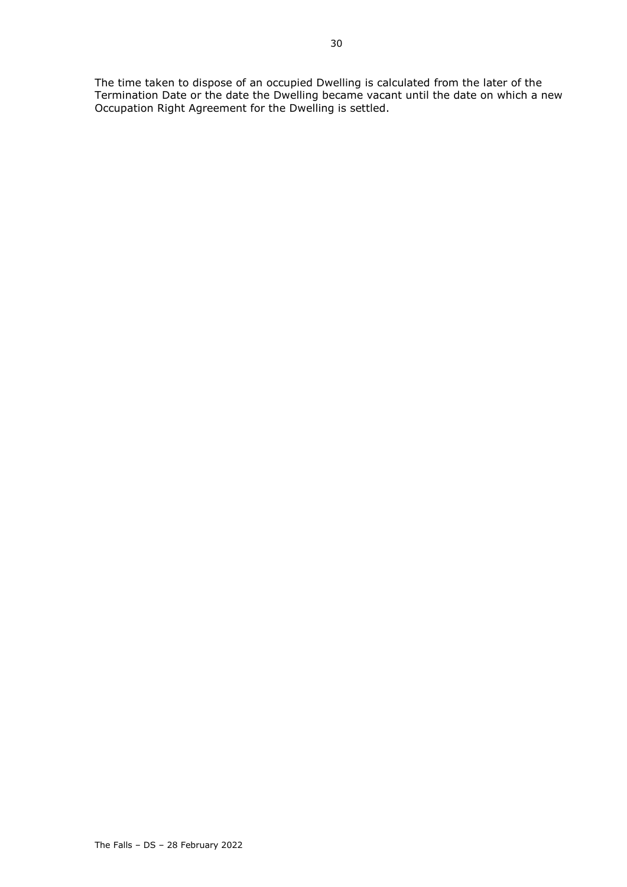The time taken to dispose of an occupied Dwelling is calculated from the later of the Termination Date or the date the Dwelling became vacant until the date on which a new Occupation Right Agreement for the Dwelling is settled.